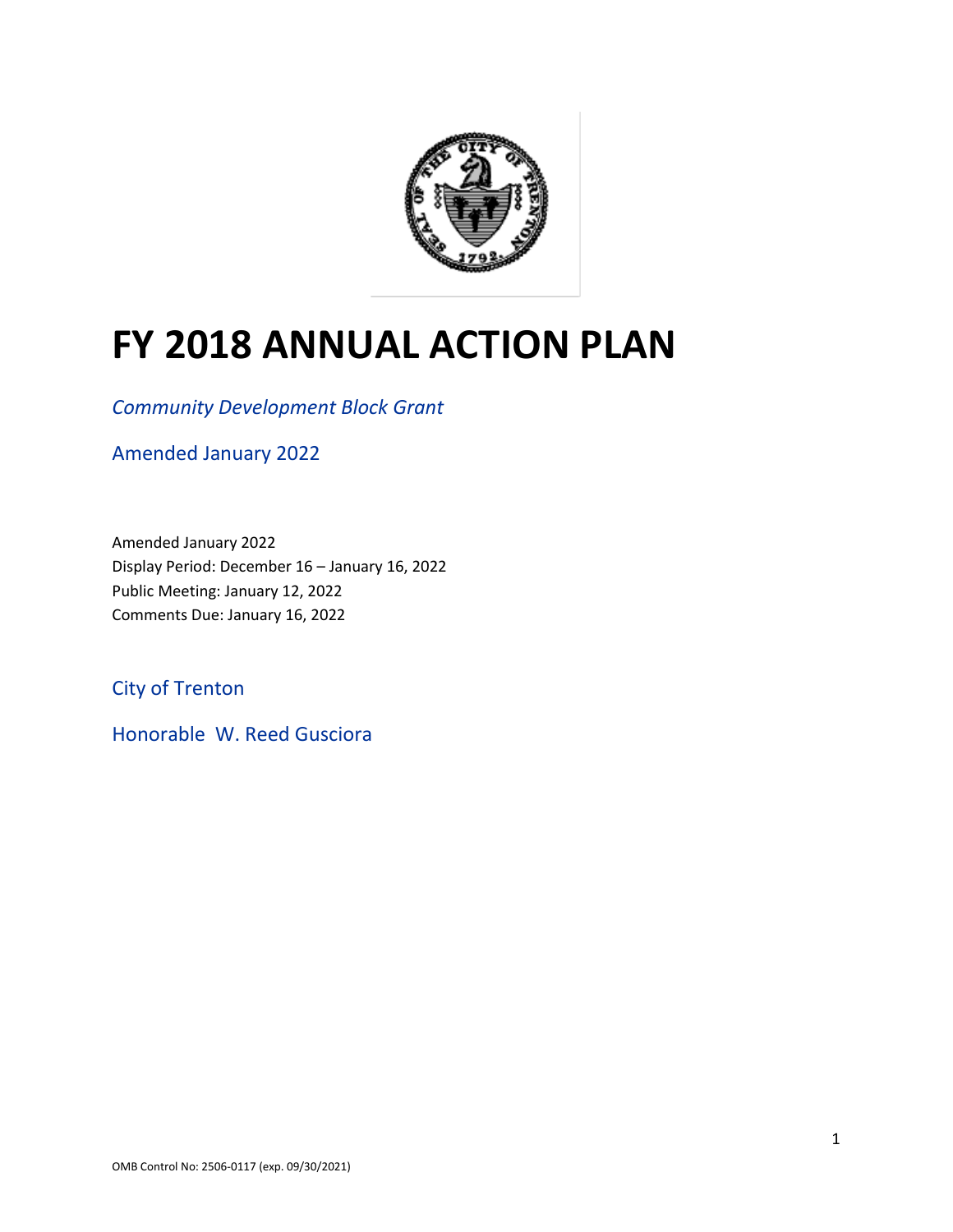# FY 2018 ANNUAL ACTION PLAN

*Community Development Block Grant*

Amended January 2022

Amended January 2022
Display Period: December 16 – January 16, 2022
Public Meeting: January 12, 2022
Comments Due: January 16, 2022

City of Trenton

Honorable W. Reed Gusciora

OMB Control No: 2506-0117 (exp. 09/30/2021)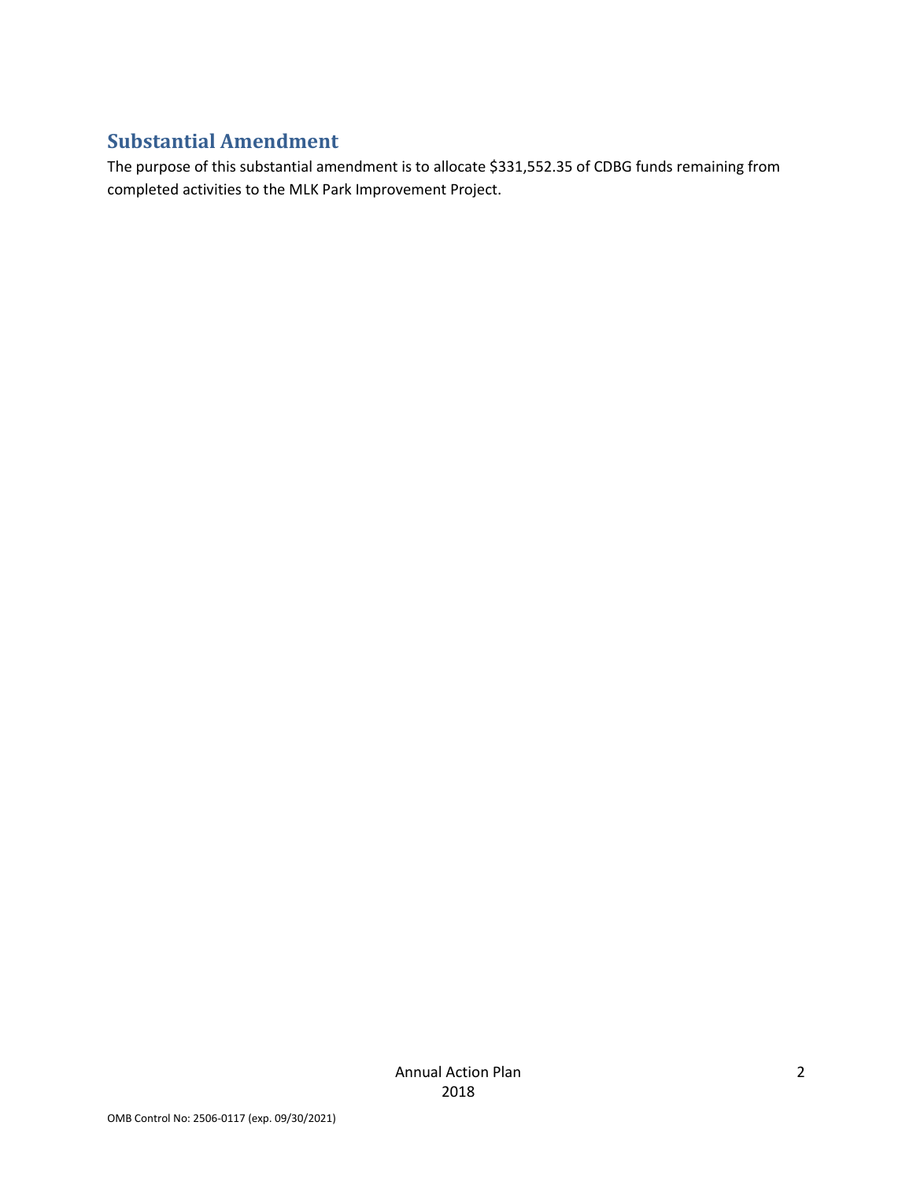## Substantial Amendment

The purpose of this substantial amendment is to allocate $331,552.35 of CDBG funds remaining from completed activities to the MLK Park Improvement Project.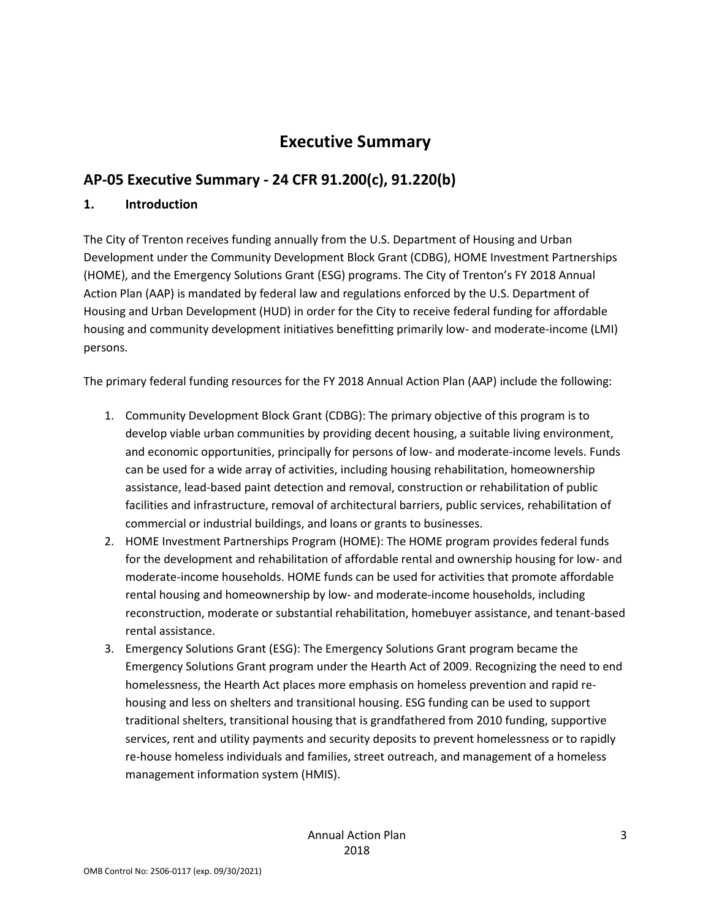# Executive Summary

## AP-05 Executive Summary - 24 CFR 91.200(c), 91.220(b)

### 1. Introduction

The City of Trenton receives funding annually from the U.S. Department of Housing and Urban Development under the Community Development Block Grant (CDBG), HOME Investment Partnerships (HOME), and the Emergency Solutions Grant (ESG) programs. The City of Trenton's FY 2018 Annual Action Plan (AAP) is mandated by federal law and regulations enforced by the U.S. Department of Housing and Urban Development (HUD) in order for the City to receive federal funding for affordable housing and community development initiatives benefitting primarily low- and moderate-income (LMI) persons.

The primary federal funding resources for the FY 2018 Annual Action Plan (AAP) include the following:

1. Community Development Block Grant (CDBG): The primary objective of this program is to develop viable urban communities by providing decent housing, a suitable living environment, and economic opportunities, principally for persons of low- and moderate-income levels. Funds can be used for a wide array of activities, including housing rehabilitation, homeownership assistance, lead-based paint detection and removal, construction or rehabilitation of public facilities and infrastructure, removal of architectural barriers, public services, rehabilitation of commercial or industrial buildings, and loans or grants to businesses.
2. HOME Investment Partnerships Program (HOME): The HOME program provides federal funds for the development and rehabilitation of affordable rental and ownership housing for low- and moderate-income households. HOME funds can be used for activities that promote affordable rental housing and homeownership by low- and moderate-income households, including reconstruction, moderate or substantial rehabilitation, homebuyer assistance, and tenant-based rental assistance.
3. Emergency Solutions Grant (ESG): The Emergency Solutions Grant program became the Emergency Solutions Grant program under the Hearth Act of 2009. Recognizing the need to end homelessness, the Hearth Act places more emphasis on homeless prevention and rapid re-housing and less on shelters and transitional housing. ESG funding can be used to support traditional shelters, transitional housing that is grandfathered from 2010 funding, supportive services, rent and utility payments and security deposits to prevent homelessness or to rapidly re-house homeless individuals and families, street outreach, and management of a homeless management information system (HMIS).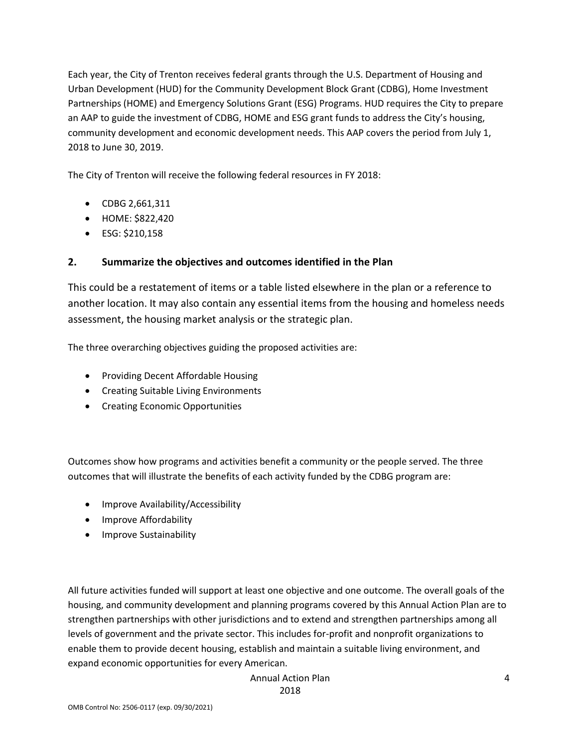Each year, the City of Trenton receives federal grants through the U.S. Department of Housing and Urban Development (HUD) for the Community Development Block Grant (CDBG), Home Investment Partnerships (HOME) and Emergency Solutions Grant (ESG) Programs. HUD requires the City to prepare an AAP to guide the investment of CDBG, HOME and ESG grant funds to address the City's housing, community development and economic development needs. This AAP covers the period from July 1, 2018 to June 30, 2019.

The City of Trenton will receive the following federal resources in FY 2018:

- CDBG 2,661,311
- HOME: $822,420
- ESG: $210,158

## 2. Summarize the objectives and outcomes identified in the Plan

This could be a restatement of items or a table listed elsewhere in the plan or a reference to another location. It may also contain any essential items from the housing and homeless needs assessment, the housing market analysis or the strategic plan.

The three overarching objectives guiding the proposed activities are:

- Providing Decent Affordable Housing
- Creating Suitable Living Environments
- Creating Economic Opportunities

Outcomes show how programs and activities benefit a community or the people served. The three outcomes that will illustrate the benefits of each activity funded by the CDBG program are:

- Improve Availability/Accessibility
- Improve Affordability
- Improve Sustainability

All future activities funded will support at least one objective and one outcome. The overall goals of the housing, and community development and planning programs covered by this Annual Action Plan are to strengthen partnerships with other jurisdictions and to extend and strengthen partnerships among all levels of government and the private sector. This includes for-profit and nonprofit organizations to enable them to provide decent housing, establish and maintain a suitable living environment, and expand economic opportunities for every American.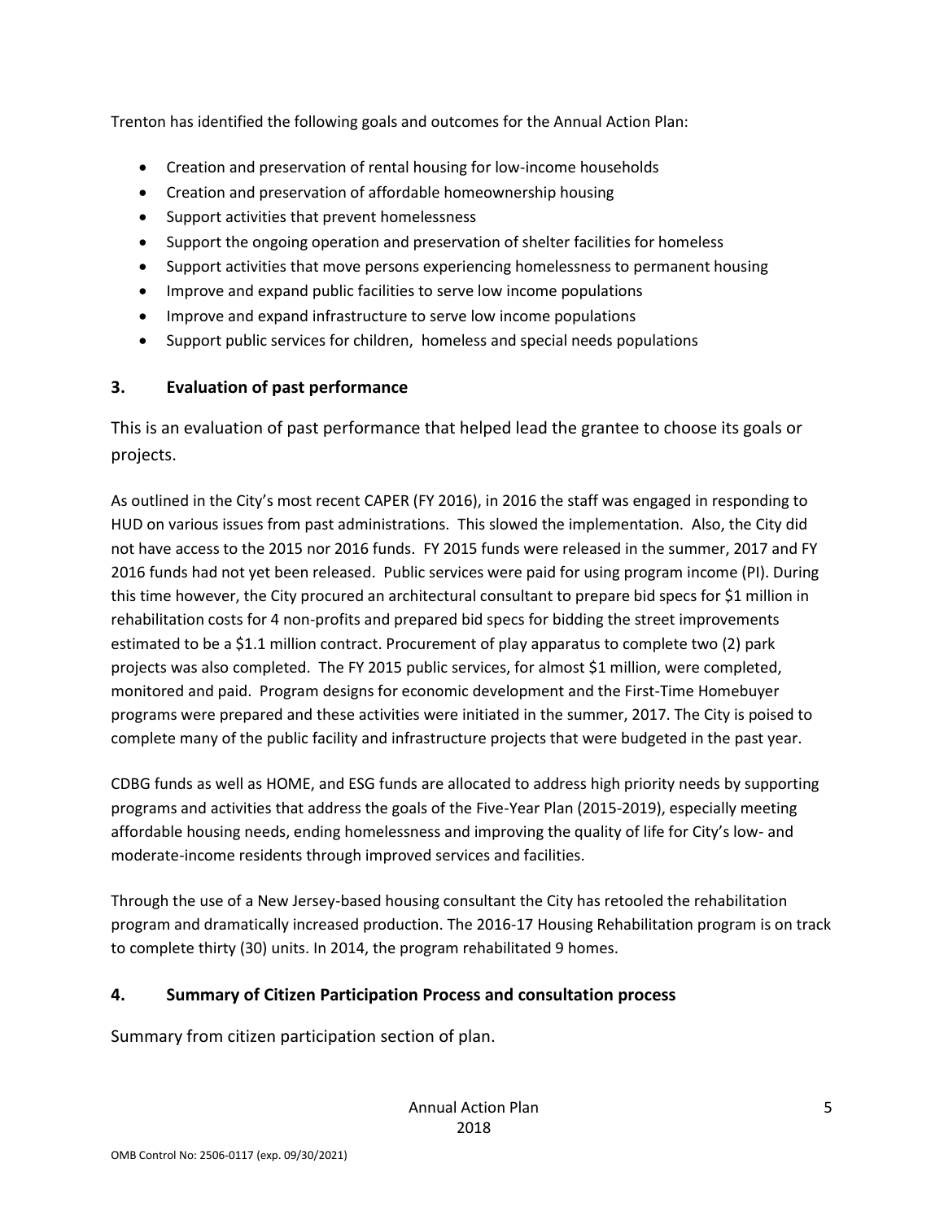Trenton has identified the following goals and outcomes for the Annual Action Plan:

- Creation and preservation of rental housing for low-income households
- Creation and preservation of affordable homeownership housing
- Support activities that prevent homelessness
- Support the ongoing operation and preservation of shelter facilities for homeless
- Support activities that move persons experiencing homelessness to permanent housing
- Improve and expand public facilities to serve low income populations
- Improve and expand infrastructure to serve low income populations
- Support public services for children, homeless and special needs populations

## 3. Evaluation of past performance

This is an evaluation of past performance that helped lead the grantee to choose its goals or projects.

As outlined in the City's most recent CAPER (FY 2016), in 2016 the staff was engaged in responding to HUD on various issues from past administrations. This slowed the implementation. Also, the City did not have access to the 2015 nor 2016 funds. FY 2015 funds were released in the summer, 2017 and FY 2016 funds had not yet been released. Public services were paid for using program income (PI). During this time however, the City procured an architectural consultant to prepare bid specs for $1 million in rehabilitation costs for 4 non-profits and prepared bid specs for bidding the street improvements estimated to be a $1.1 million contract. Procurement of play apparatus to complete two (2) park projects was also completed. The FY 2015 public services, for almost $1 million, were completed, monitored and paid. Program designs for economic development and the First-Time Homebuyer programs were prepared and these activities were initiated in the summer, 2017. The City is poised to complete many of the public facility and infrastructure projects that were budgeted in the past year.

CDBG funds as well as HOME, and ESG funds are allocated to address high priority needs by supporting programs and activities that address the goals of the Five-Year Plan (2015-2019), especially meeting affordable housing needs, ending homelessness and improving the quality of life for City's low- and moderate-income residents through improved services and facilities.

Through the use of a New Jersey-based housing consultant the City has retooled the rehabilitation program and dramatically increased production. The 2016-17 Housing Rehabilitation program is on track to complete thirty (30) units. In 2014, the program rehabilitated 9 homes.

## 4. Summary of Citizen Participation Process and consultation process

Summary from citizen participation section of plan.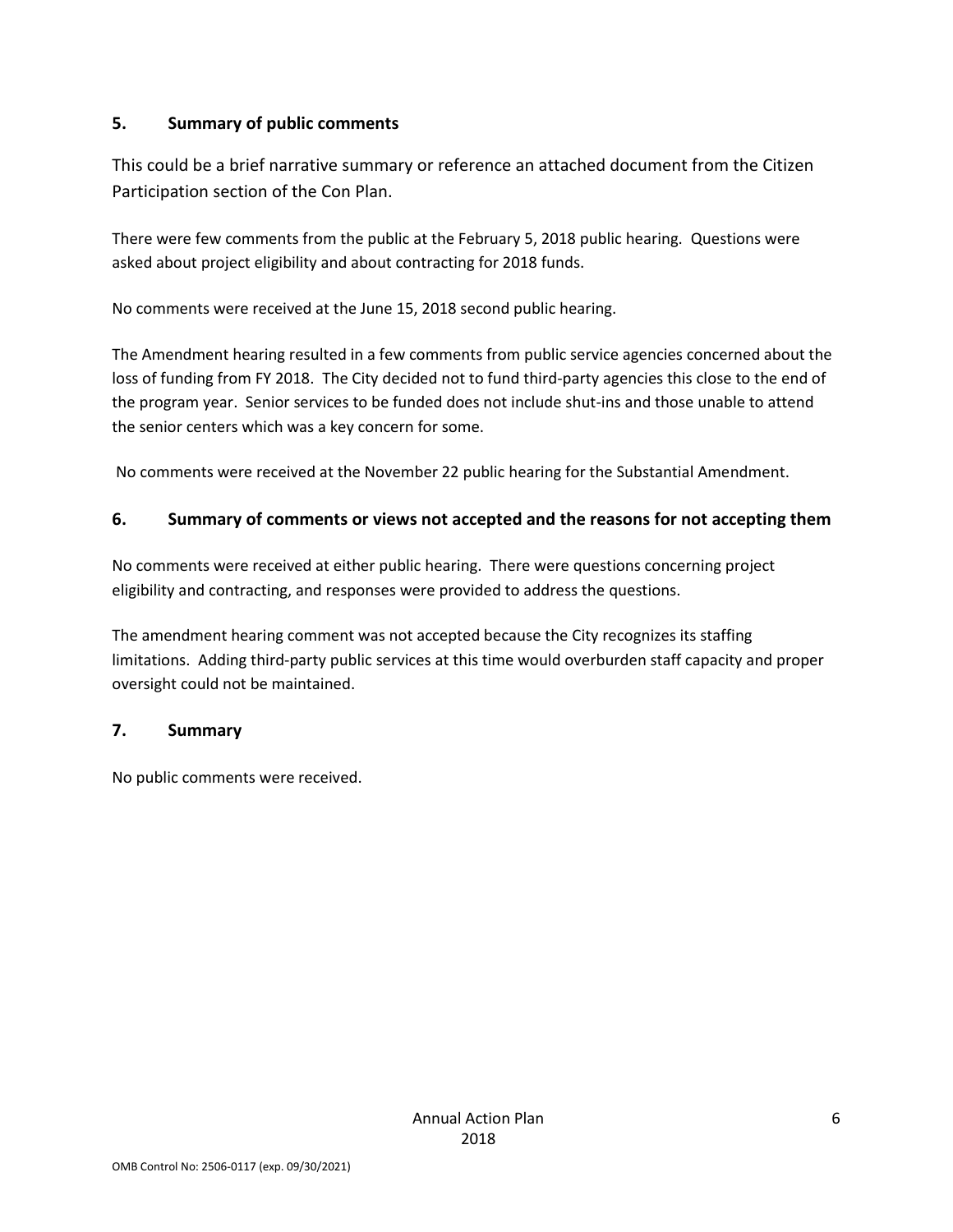## 5. Summary of public comments

This could be a brief narrative summary or reference an attached document from the Citizen Participation section of the Con Plan.

There were few comments from the public at the February 5, 2018 public hearing. Questions were asked about project eligibility and about contracting for 2018 funds.

No comments were received at the June 15, 2018 second public hearing.

The Amendment hearing resulted in a few comments from public service agencies concerned about the loss of funding from FY 2018. The City decided not to fund third-party agencies this close to the end of the program year. Senior services to be funded does not include shut-ins and those unable to attend the senior centers which was a key concern for some.

No comments were received at the November 22 public hearing for the Substantial Amendment.

## 6. Summary of comments or views not accepted and the reasons for not accepting them

No comments were received at either public hearing. There were questions concerning project eligibility and contracting, and responses were provided to address the questions.

The amendment hearing comment was not accepted because the City recognizes its staffing limitations. Adding third-party public services at this time would overburden staff capacity and proper oversight could not be maintained.

## 7. Summary

No public comments were received.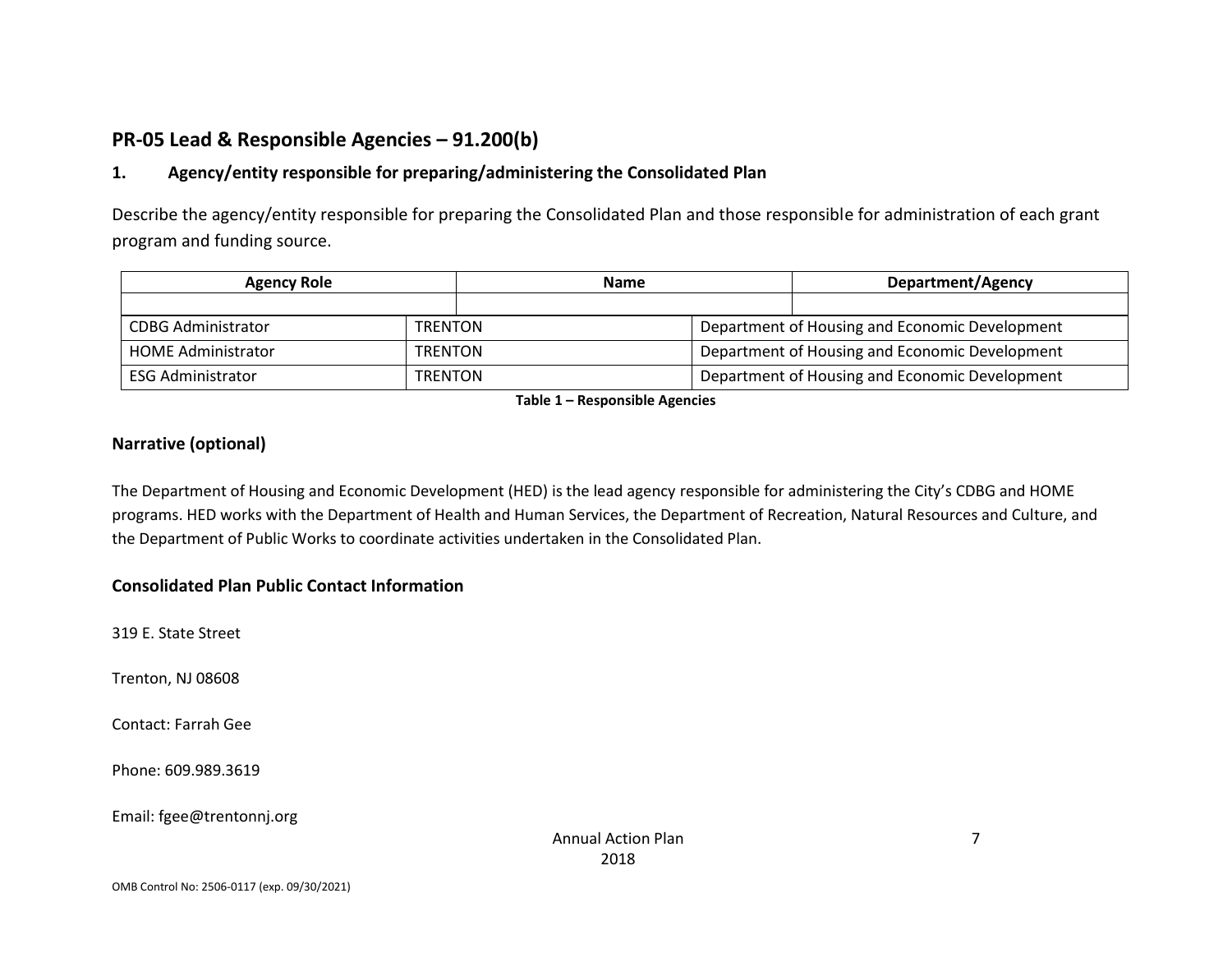## PR-05 Lead & Responsible Agencies – 91.200(b)

### 1. Agency/entity responsible for preparing/administering the Consolidated Plan

Describe the agency/entity responsible for preparing the Consolidated Plan and those responsible for administration of each grant program and funding source.

| Agency Role | Name | Department/Agency |
|---|---|---|
| | | |
| CDBG Administrator | TRENTON | Department of Housing and Economic Development |
| HOME Administrator | TRENTON | Department of Housing and Economic Development |
| ESG Administrator | TRENTON | Department of Housing and Economic Development |

**Table 1 – Responsible Agencies**

### Narrative (optional)

The Department of Housing and Economic Development (HED) is the lead agency responsible for administering the City's CDBG and HOME programs. HED works with the Department of Health and Human Services, the Department of Recreation, Natural Resources and Culture, and the Department of Public Works to coordinate activities undertaken in the Consolidated Plan.

### Consolidated Plan Public Contact Information

319 E. State Street

Trenton, NJ 08608

Contact: Farrah Gee

Phone: 609.989.3619

Email: fgee@trentonnj.org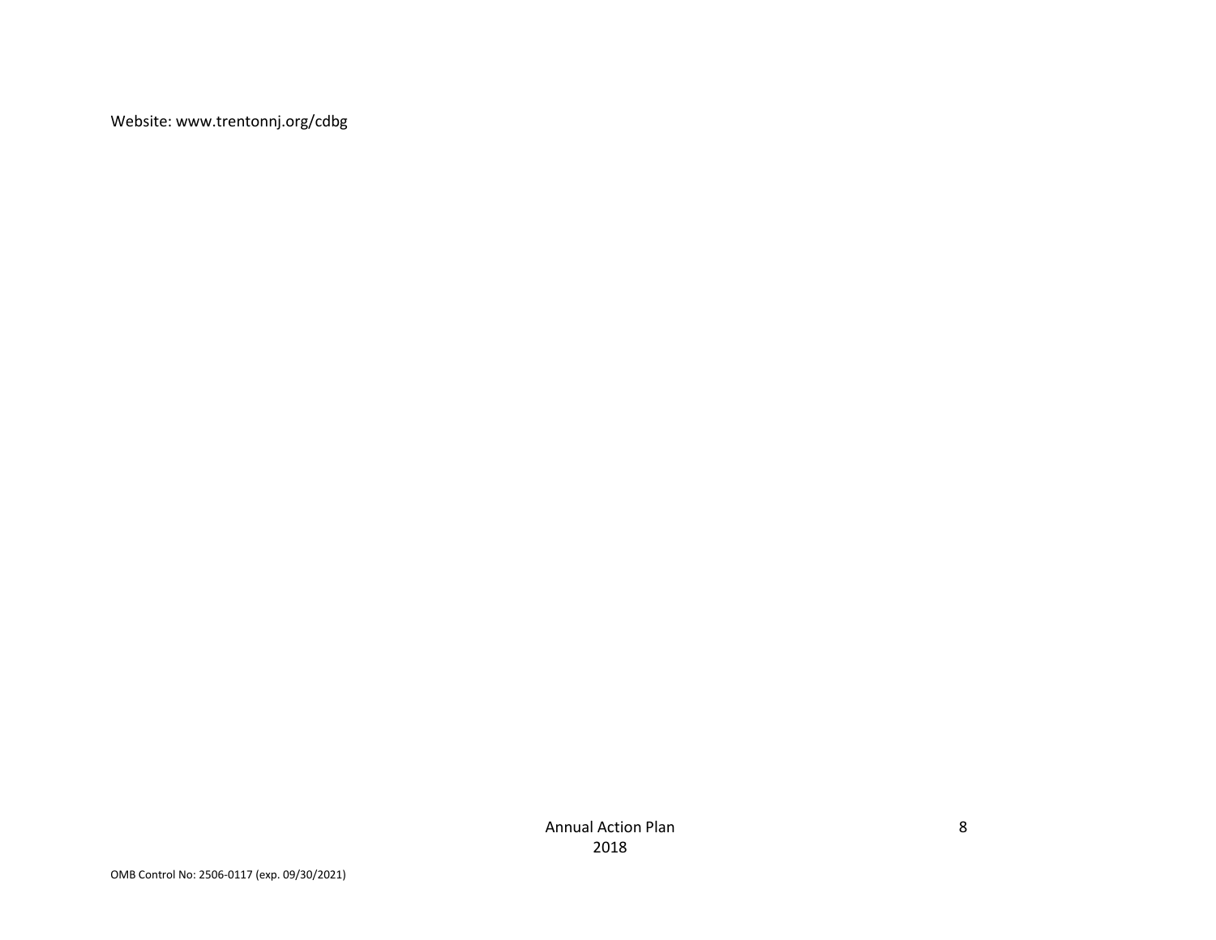Website: www.trentonnj.org/cdbg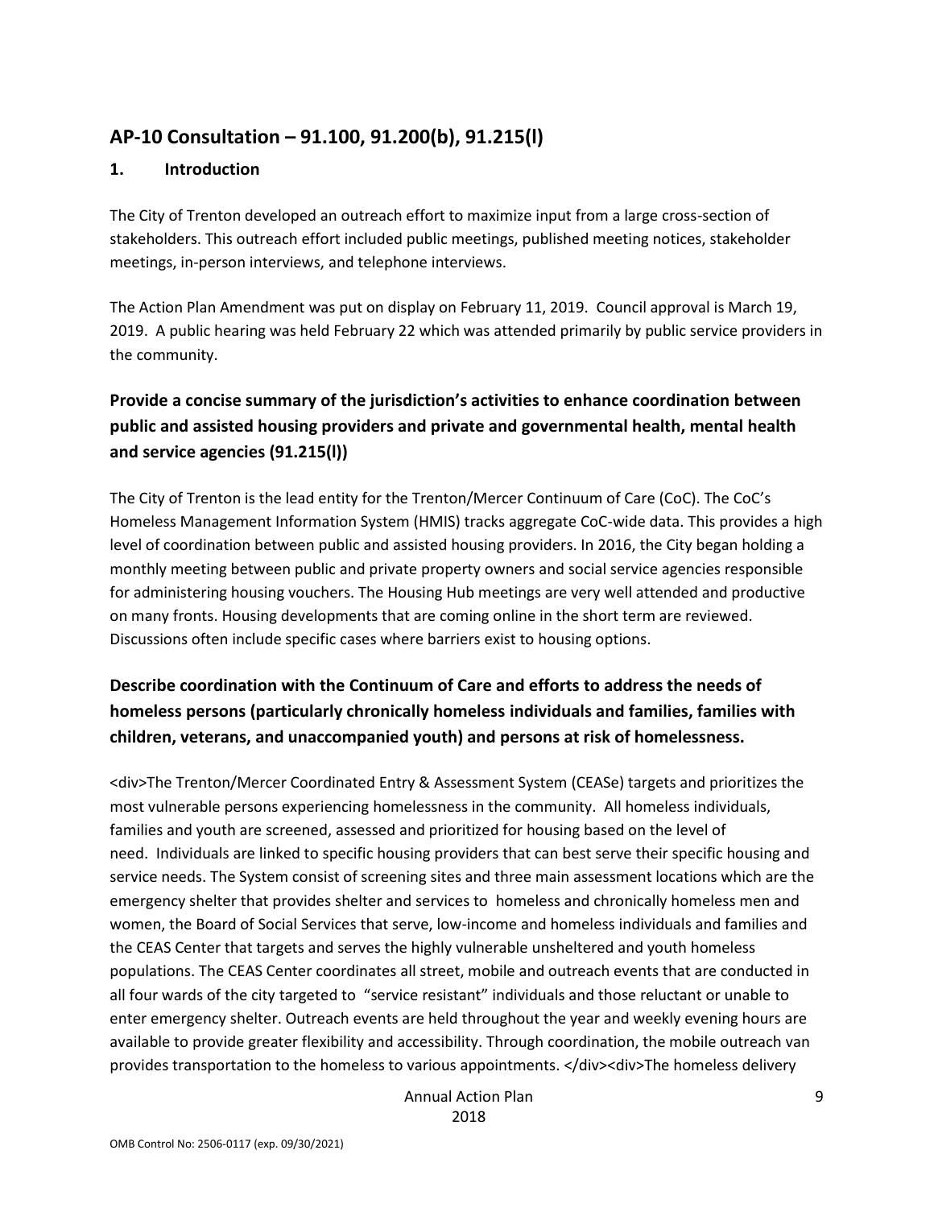## AP-10 Consultation – 91.100, 91.200(b), 91.215(l)

### 1. Introduction

The City of Trenton developed an outreach effort to maximize input from a large cross-section of stakeholders. This outreach effort included public meetings, published meeting notices, stakeholder meetings, in-person interviews, and telephone interviews.

The Action Plan Amendment was put on display on February 11, 2019. Council approval is March 19, 2019. A public hearing was held February 22 which was attended primarily by public service providers in the community.

### Provide a concise summary of the jurisdiction's activities to enhance coordination between public and assisted housing providers and private and governmental health, mental health and service agencies (91.215(l))

The City of Trenton is the lead entity for the Trenton/Mercer Continuum of Care (CoC). The CoC's Homeless Management Information System (HMIS) tracks aggregate CoC-wide data. This provides a high level of coordination between public and assisted housing providers. In 2016, the City began holding a monthly meeting between public and private property owners and social service agencies responsible for administering housing vouchers. The Housing Hub meetings are very well attended and productive on many fronts. Housing developments that are coming online in the short term are reviewed. Discussions often include specific cases where barriers exist to housing options.

### Describe coordination with the Continuum of Care and efforts to address the needs of homeless persons (particularly chronically homeless individuals and families, families with children, veterans, and unaccompanied youth) and persons at risk of homelessness.

<div>The Trenton/Mercer Coordinated Entry & Assessment System (CEASe) targets and prioritizes the most vulnerable persons experiencing homelessness in the community. All homeless individuals, families and youth are screened, assessed and prioritized for housing based on the level of need. Individuals are linked to specific housing providers that can best serve their specific housing and service needs. The System consist of screening sites and three main assessment locations which are the emergency shelter that provides shelter and services to homeless and chronically homeless men and women, the Board of Social Services that serve, low-income and homeless individuals and families and the CEAS Center that targets and serves the highly vulnerable unsheltered and youth homeless populations. The CEAS Center coordinates all street, mobile and outreach events that are conducted in all four wards of the city targeted to "service resistant" individuals and those reluctant or unable to enter emergency shelter. Outreach events are held throughout the year and weekly evening hours are available to provide greater flexibility and accessibility. Through coordination, the mobile outreach van provides transportation to the homeless to various appointments. </div><div>The homeless delivery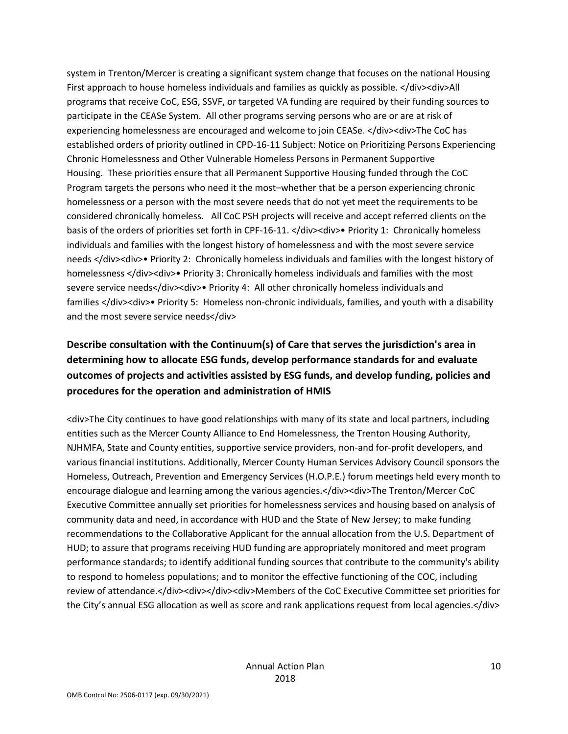system in Trenton/Mercer is creating a significant system change that focuses on the national Housing First approach to house homeless individuals and families as quickly as possible. </div><div>All programs that receive CoC, ESG, SSVF, or targeted VA funding are required by their funding sources to participate in the CEASe System. All other programs serving persons who are or are at risk of experiencing homelessness are encouraged and welcome to join CEASe. </div><div>The CoC has established orders of priority outlined in CPD-16-11 Subject: Notice on Prioritizing Persons Experiencing Chronic Homelessness and Other Vulnerable Homeless Persons in Permanent Supportive Housing. These priorities ensure that all Permanent Supportive Housing funded through the CoC Program targets the persons who need it the most–whether that be a person experiencing chronic homelessness or a person with the most severe needs that do not yet meet the requirements to be considered chronically homeless. All CoC PSH projects will receive and accept referred clients on the basis of the orders of priorities set forth in CPF-16-11. </div><div>• Priority 1: Chronically homeless individuals and families with the longest history of homelessness and with the most severe service needs </div><div>• Priority 2: Chronically homeless individuals and families with the longest history of homelessness </div><div>• Priority 3: Chronically homeless individuals and families with the most severe service needs</div><div>• Priority 4: All other chronically homeless individuals and families </div><div>• Priority 5: Homeless non-chronic individuals, families, and youth with a disability and the most severe service needs</div>

## Describe consultation with the Continuum(s) of Care that serves the jurisdiction's area in determining how to allocate ESG funds, develop performance standards for and evaluate outcomes of projects and activities assisted by ESG funds, and develop funding, policies and procedures for the operation and administration of HMIS

<div>The City continues to have good relationships with many of its state and local partners, including entities such as the Mercer County Alliance to End Homelessness, the Trenton Housing Authority, NJHMFA, State and County entities, supportive service providers, non-and for-profit developers, and various financial institutions. Additionally, Mercer County Human Services Advisory Council sponsors the Homeless, Outreach, Prevention and Emergency Services (H.O.P.E.) forum meetings held every month to encourage dialogue and learning among the various agencies.</div><div>The Trenton/Mercer CoC Executive Committee annually set priorities for homelessness services and housing based on analysis of community data and need, in accordance with HUD and the State of New Jersey; to make funding recommendations to the Collaborative Applicant for the annual allocation from the U.S. Department of HUD; to assure that programs receiving HUD funding are appropriately monitored and meet program performance standards; to identify additional funding sources that contribute to the community's ability to respond to homeless populations; and to monitor the effective functioning of the COC, including review of attendance.</div><div></div><div>Members of the CoC Executive Committee set priorities for the City's annual ESG allocation as well as score and rank applications request from local agencies.</div>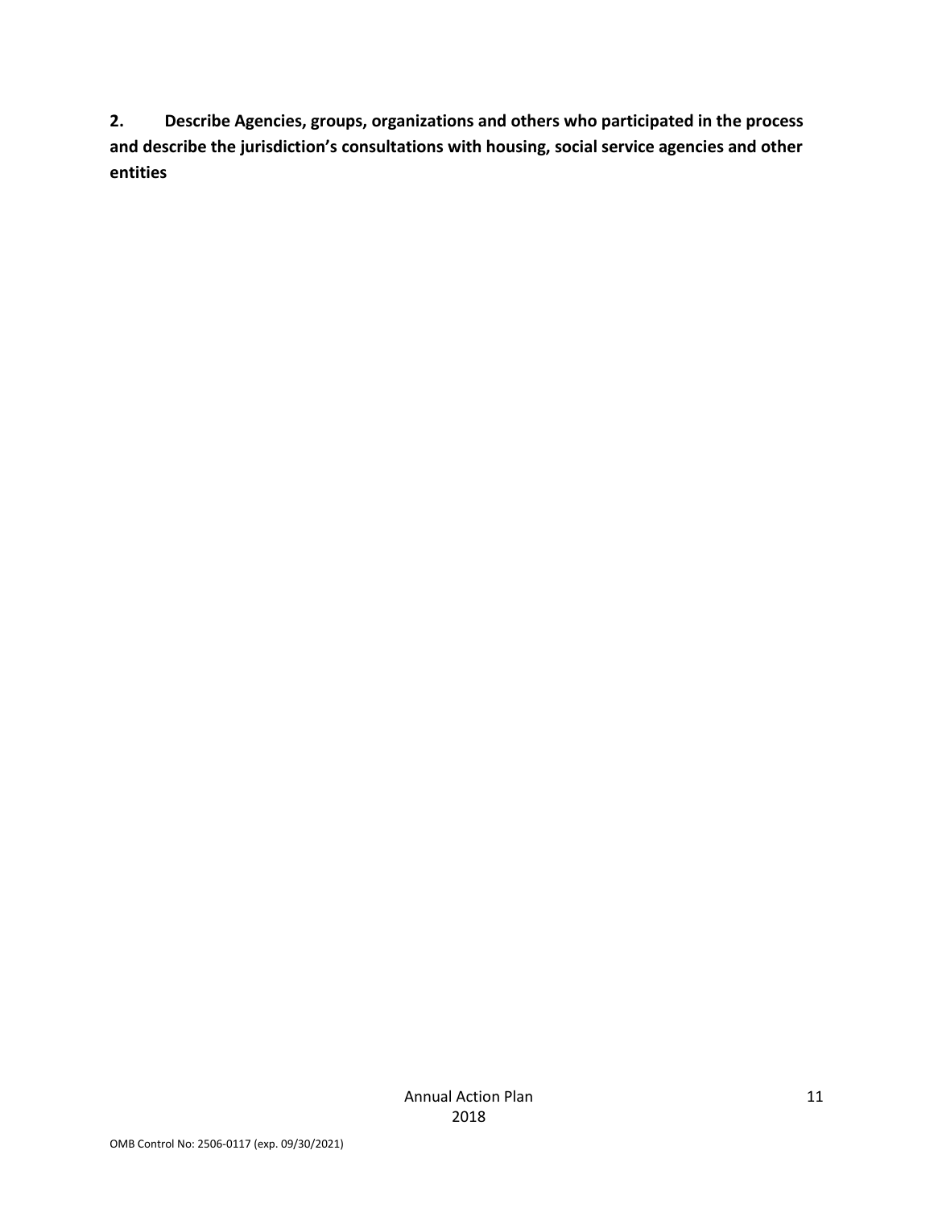**2. Describe Agencies, groups, organizations and others who participated in the process and describe the jurisdiction's consultations with housing, social service agencies and other entities**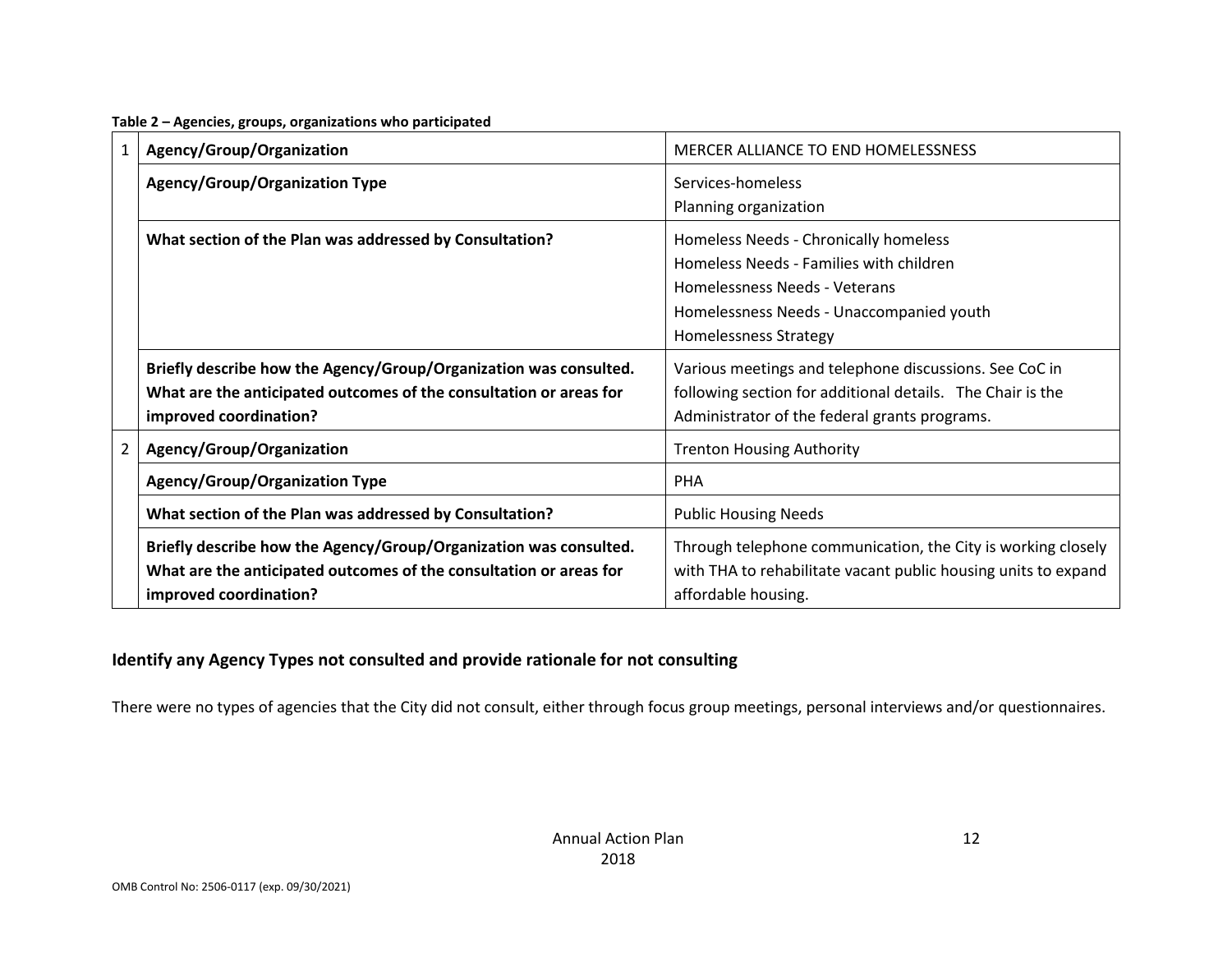**Table 2 – Agencies, groups, organizations who participated**

| | | |
|---|---|---|
| 1 | **Agency/Group/Organization** | MERCER ALLIANCE TO END HOMELESSNESS |
| | **Agency/Group/Organization Type** | Services-homeless<br>Planning organization |
| | **What section of the Plan was addressed by Consultation?** | Homeless Needs - Chronically homeless<br>Homeless Needs - Families with children<br>Homelessness Needs - Veterans<br>Homelessness Needs - Unaccompanied youth<br>Homelessness Strategy |
| | **Briefly describe how the Agency/Group/Organization was consulted. What are the anticipated outcomes of the consultation or areas for improved coordination?** | Various meetings and telephone discussions. See CoC in following section for additional details. The Chair is the Administrator of the federal grants programs. |
| 2 | **Agency/Group/Organization** | Trenton Housing Authority |
| | **Agency/Group/Organization Type** | PHA |
| | **What section of the Plan was addressed by Consultation?** | Public Housing Needs |
| | **Briefly describe how the Agency/Group/Organization was consulted. What are the anticipated outcomes of the consultation or areas for improved coordination?** | Through telephone communication, the City is working closely with THA to rehabilitate vacant public housing units to expand affordable housing. |

## Identify any Agency Types not consulted and provide rationale for not consulting

There were no types of agencies that the City did not consult, either through focus group meetings, personal interviews and/or questionnaires.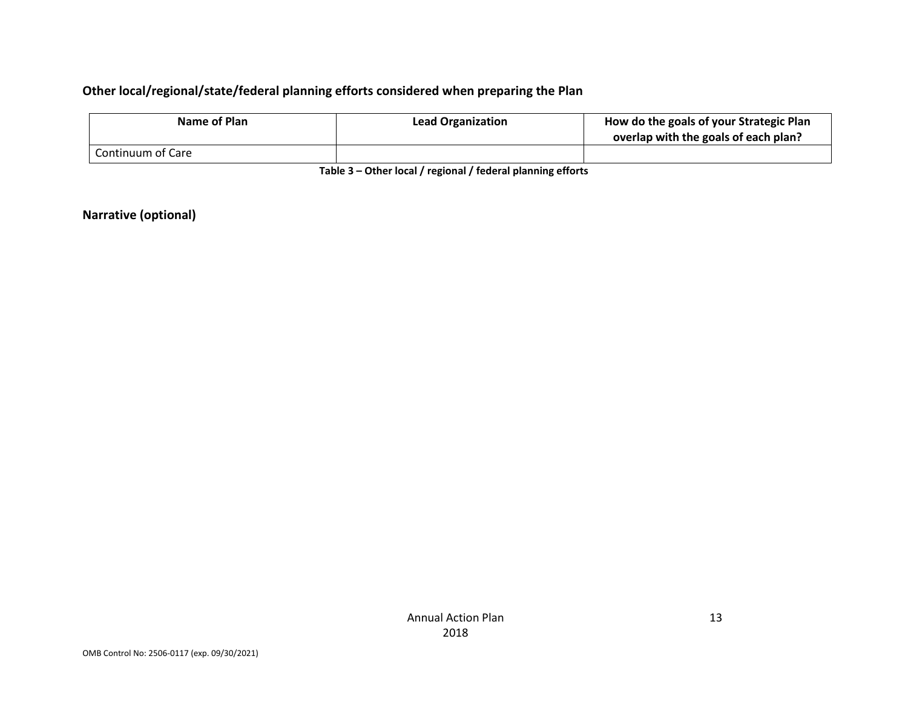### Other local/regional/state/federal planning efforts considered when preparing the Plan

| Name of Plan | Lead Organization | How do the goals of your Strategic Plan overlap with the goals of each plan? |
| --- | --- | --- |
| Continuum of Care | | |

**Table 3 – Other local / regional / federal planning efforts**

### Narrative (optional)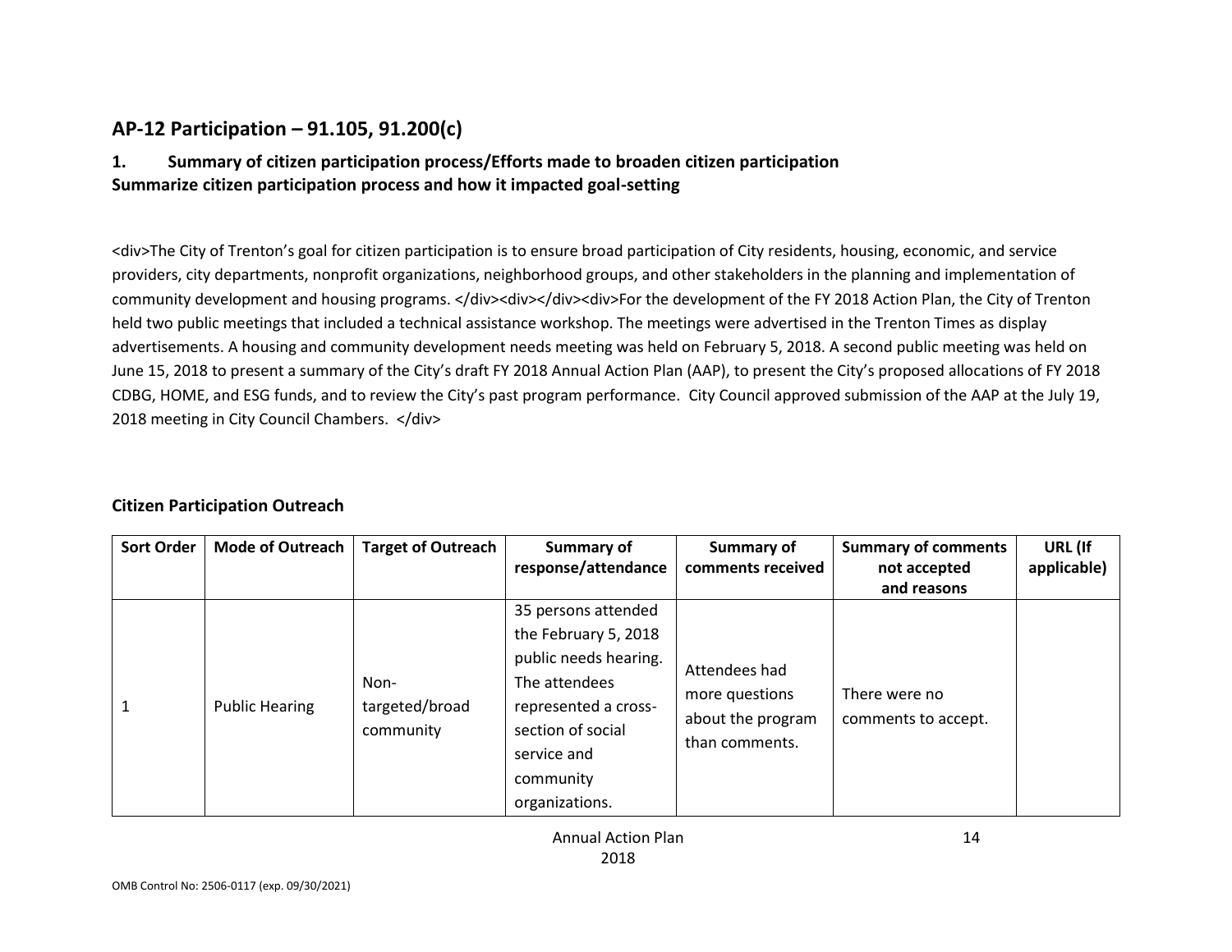## AP-12 Participation – 91.105, 91.200(c)

### 1. Summary of citizen participation process/Efforts made to broaden citizen participation

**Summarize citizen participation process and how it impacted goal-setting**

<div>The City of Trenton's goal for citizen participation is to ensure broad participation of City residents, housing, economic, and service providers, city departments, nonprofit organizations, neighborhood groups, and other stakeholders in the planning and implementation of community development and housing programs. </div><div></div><div>For the development of the FY 2018 Action Plan, the City of Trenton held two public meetings that included a technical assistance workshop. The meetings were advertised in the Trenton Times as display advertisements. A housing and community development needs meeting was held on February 5, 2018. A second public meeting was held on June 15, 2018 to present a summary of the City's draft FY 2018 Annual Action Plan (AAP), to present the City's proposed allocations of FY 2018 CDBG, HOME, and ESG funds, and to review the City's past program performance. City Council approved submission of the AAP at the July 19, 2018 meeting in City Council Chambers. </div>

### Citizen Participation Outreach

| Sort Order | Mode of Outreach | Target of Outreach | Summary of response/attendance | Summary of comments received | Summary of comments not accepted and reasons | URL (If applicable) |
| --- | --- | --- | --- | --- | --- | --- |
| 1 | Public Hearing | Non-targeted/broad community | 35 persons attended the February 5, 2018 public needs hearing. The attendees represented a cross-section of social service and community organizations. | Attendees had more questions about the program than comments. | There were no comments to accept. | |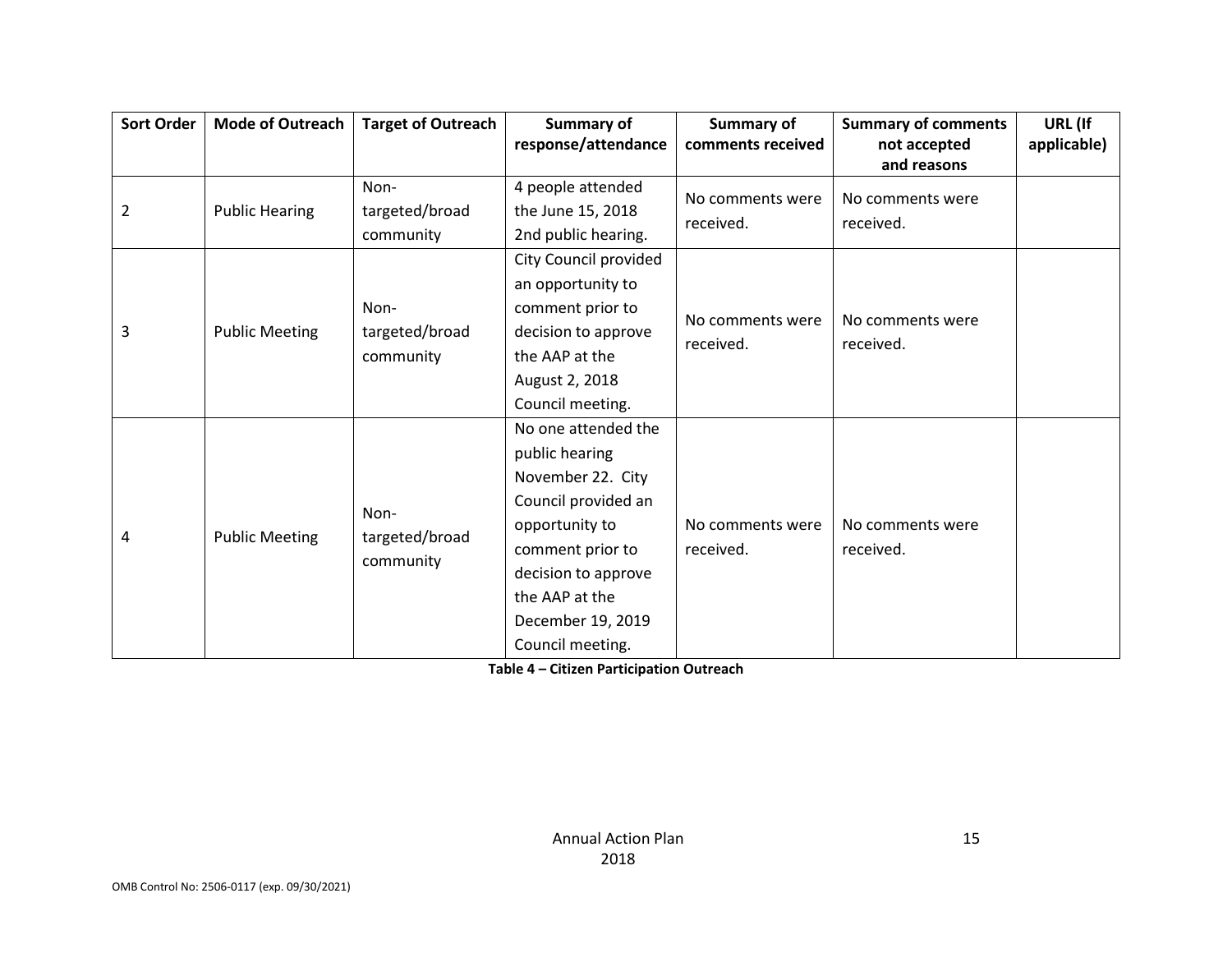| Sort Order | Mode of Outreach | Target of Outreach | Summary of response/attendance | Summary of comments received | Summary of comments not accepted and reasons | URL (If applicable) |
|---|---|---|---|---|---|---|
| 2 | Public Hearing | Non-targeted/broad community | 4 people attended the June 15, 2018 2nd public hearing. | No comments were received. | No comments were received. | |
| 3 | Public Meeting | Non-targeted/broad community | City Council provided an opportunity to comment prior to decision to approve the AAP at the August 2, 2018 Council meeting. | No comments were received. | No comments were received. | |
| 4 | Public Meeting | Non-targeted/broad community | No one attended the public hearing November 22. City Council provided an opportunity to comment prior to decision to approve the AAP at the December 19, 2019 Council meeting. | No comments were received. | No comments were received. | |

**Table 4 – Citizen Participation Outreach**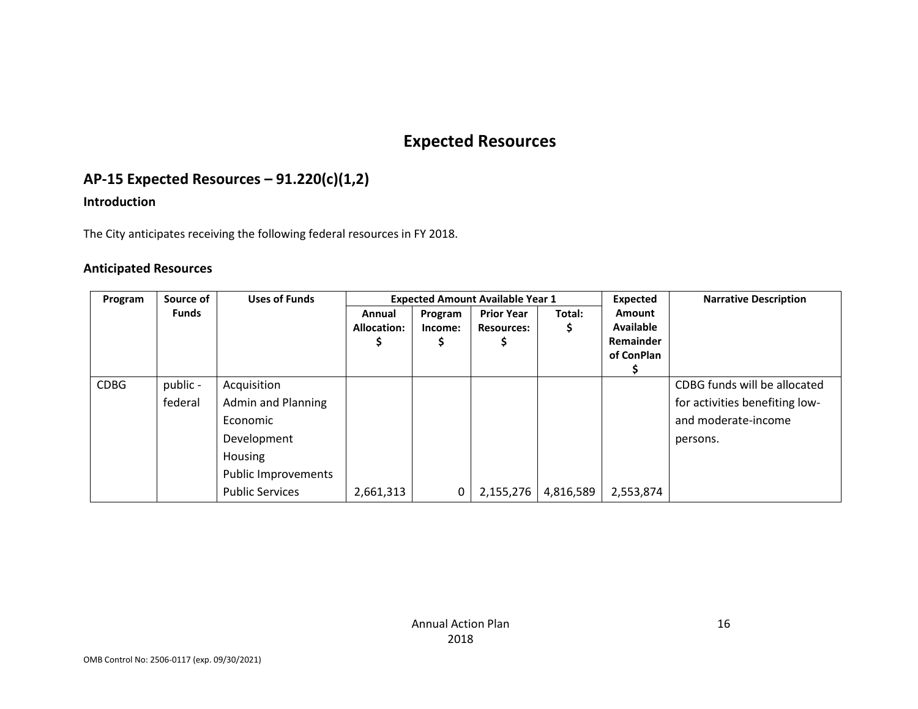# Expected Resources

## AP-15 Expected Resources – 91.220(c)(1,2)

### Introduction

The City anticipates receiving the following federal resources in FY 2018.

### Anticipated Resources

| Program | Source of Funds | Uses of Funds | Expected Amount Available Year 1 | | | | Expected Amount Available Remainder of ConPlan $ | Narrative Description |
|---|---|---|---|---|---|---|---|---|
| | | | Annual Allocation: $ | Program Income: $ | Prior Year Resources: $ | Total: $ | | |
| CDBG | public - federal | Acquisition<br>Admin and Planning<br>Economic Development<br>Housing<br>Public Improvements<br>Public Services | 2,661,313 | 0 | 2,155,276 | 4,816,589 | 2,553,874 | CDBG funds will be allocated for activities benefiting low- and moderate-income persons. |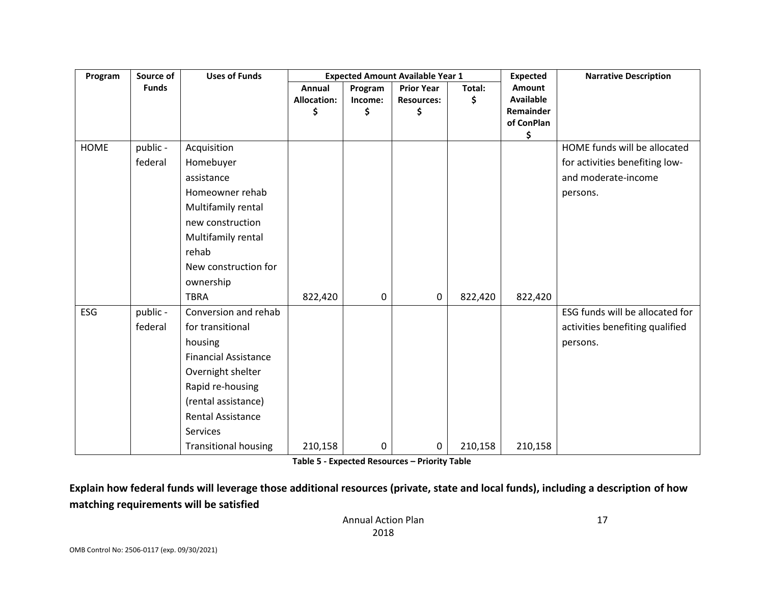| Program | Source of Funds | Uses of Funds | Expected Amount Available Year 1 | | | | Expected Amount Available Remainder of ConPlan $ | Narrative Description |
|---|---|---|---|---|---|---|---|---|
| | | | Annual Allocation: $ | Program Income: $ | Prior Year Resources: $ | Total: $ | | |
| HOME | public - federal | Acquisition<br>Homebuyer assistance<br>Homeowner rehab<br>Multifamily rental new construction<br>Multifamily rental rehab<br>New construction for ownership<br>TBRA | 822,420 | 0 | 0 | 822,420 | 822,420 | HOME funds will be allocated for activities benefiting low- and moderate-income persons. |
| ESG | public - federal | Conversion and rehab for transitional housing<br>Financial Assistance<br>Overnight shelter<br>Rapid re-housing (rental assistance)<br>Rental Assistance<br>Services<br>Transitional housing | 210,158 | 0 | 0 | 210,158 | 210,158 | ESG funds will be allocated for activities benefiting qualified persons. |

**Table 5 - Expected Resources – Priority Table**

**Explain how federal funds will leverage those additional resources (private, state and local funds), including a description of how matching requirements will be satisfied**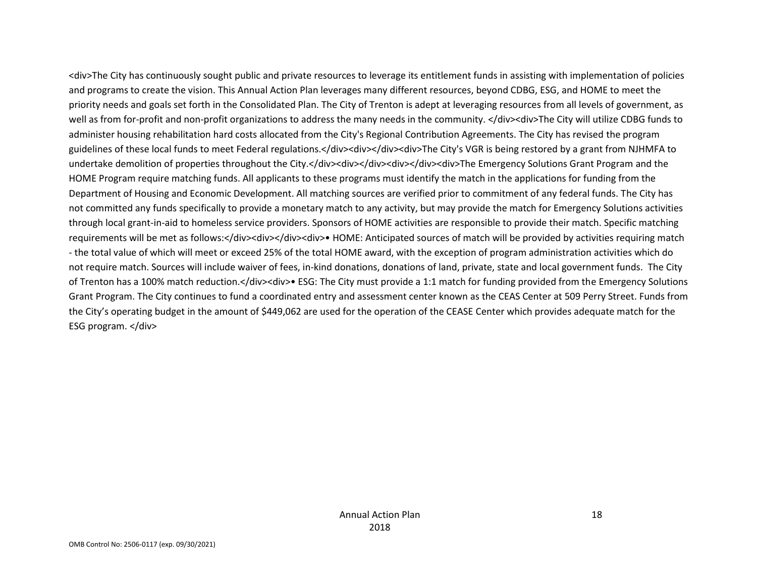<div>The City has continuously sought public and private resources to leverage its entitlement funds in assisting with implementation of policies and programs to create the vision. This Annual Action Plan leverages many different resources, beyond CDBG, ESG, and HOME to meet the priority needs and goals set forth in the Consolidated Plan. The City of Trenton is adept at leveraging resources from all levels of government, as well as from for-profit and non-profit organizations to address the many needs in the community. </div><div>The City will utilize CDBG funds to administer housing rehabilitation hard costs allocated from the City's Regional Contribution Agreements. The City has revised the program guidelines of these local funds to meet Federal regulations.</div><div></div><div>The City's VGR is being restored by a grant from NJHMFA to undertake demolition of properties throughout the City.</div><div></div><div></div><div>The Emergency Solutions Grant Program and the HOME Program require matching funds. All applicants to these programs must identify the match in the applications for funding from the Department of Housing and Economic Development. All matching sources are verified prior to commitment of any federal funds. The City has not committed any funds specifically to provide a monetary match to any activity, but may provide the match for Emergency Solutions activities through local grant-in-aid to homeless service providers. Sponsors of HOME activities are responsible to provide their match. Specific matching requirements will be met as follows:</div><div></div><div>• HOME: Anticipated sources of match will be provided by activities requiring match - the total value of which will meet or exceed 25% of the total HOME award, with the exception of program administration activities which do not require match. Sources will include waiver of fees, in-kind donations, donations of land, private, state and local government funds. The City of Trenton has a 100% match reduction.</div><div>• ESG: The City must provide a 1:1 match for funding provided from the Emergency Solutions Grant Program. The City continues to fund a coordinated entry and assessment center known as the CEAS Center at 509 Perry Street. Funds from the City's operating budget in the amount of $449,062 are used for the operation of the CEASE Center which provides adequate match for the ESG program. </div>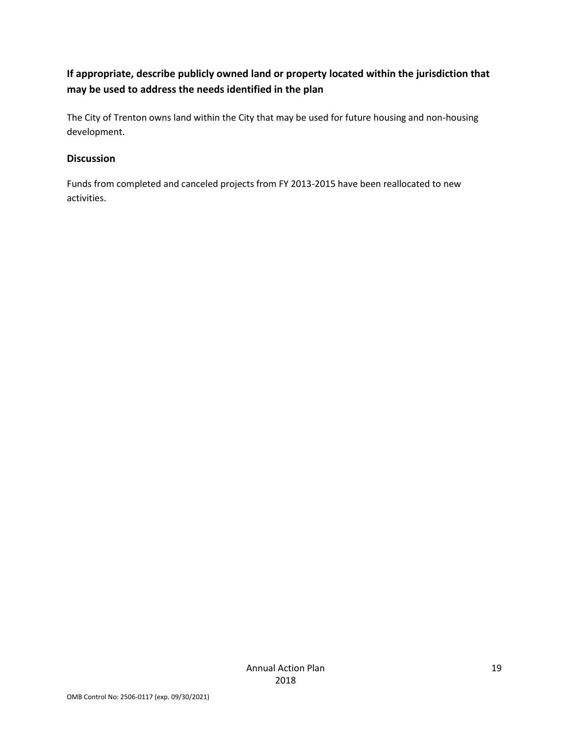### If appropriate, describe publicly owned land or property located within the jurisdiction that may be used to address the needs identified in the plan

The City of Trenton owns land within the City that may be used for future housing and non-housing development.

### Discussion

Funds from completed and canceled projects from FY 2013-2015 have been reallocated to new activities.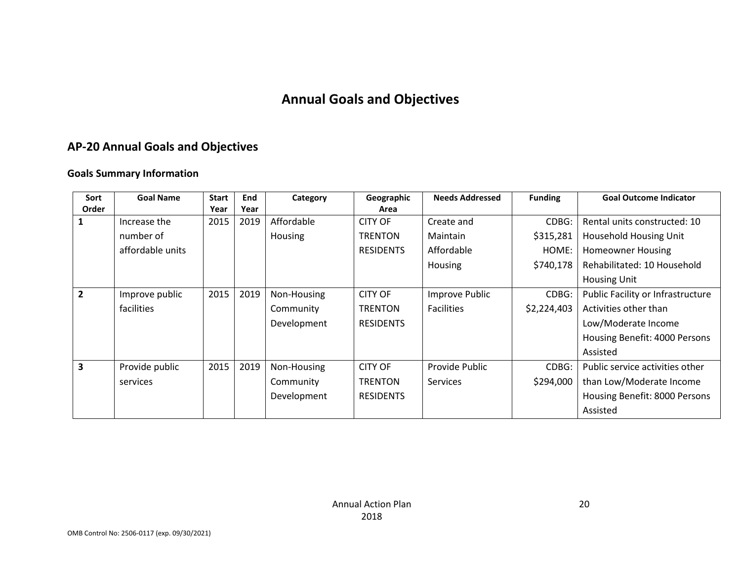# Annual Goals and Objectives

## AP-20 Annual Goals and Objectives

### Goals Summary Information

| Sort Order | Goal Name | Start Year | End Year | Category | Geographic Area | Needs Addressed | Funding | Goal Outcome Indicator |
|---|---|---|---|---|---|---|---|---|
| 1 | Increase the number of affordable units | 2015 | 2019 | Affordable Housing | CITY OF TRENTON RESIDENTS | Create and Maintain Affordable Housing | CDBG: $315,281 HOME: $740,178 | Rental units constructed: 10 Household Housing Unit Homeowner Housing Rehabilitated: 10 Household Housing Unit |
| 2 | Improve public facilities | 2015 | 2019 | Non-Housing Community Development | CITY OF TRENTON RESIDENTS | Improve Public Facilities | CDBG: $2,224,403 | Public Facility or Infrastructure Activities other than Low/Moderate Income Housing Benefit: 4000 Persons Assisted |
| 3 | Provide public services | 2015 | 2019 | Non-Housing Community Development | CITY OF TRENTON RESIDENTS | Provide Public Services | CDBG: $294,000 | Public service activities other than Low/Moderate Income Housing Benefit: 8000 Persons Assisted |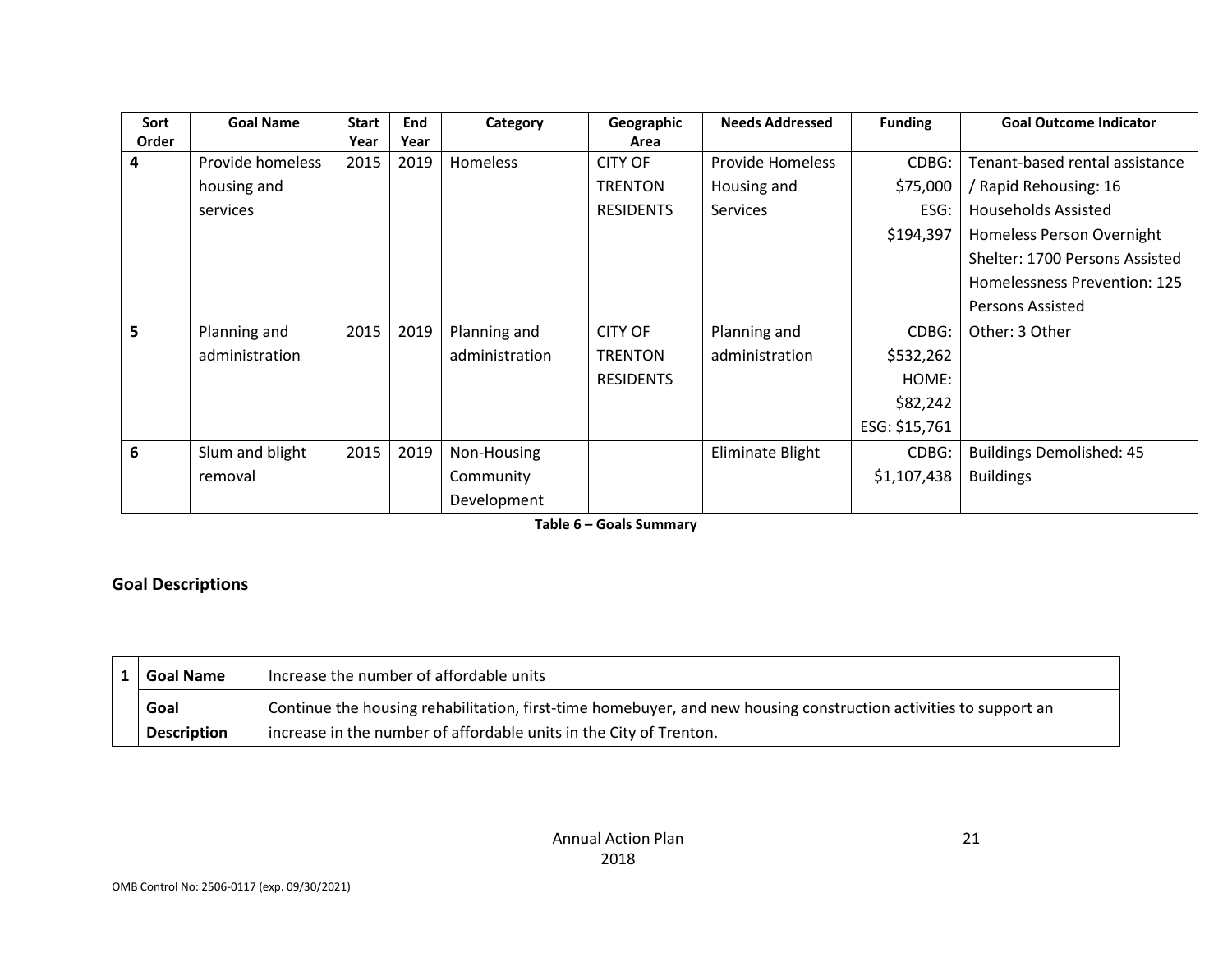| Sort Order | Goal Name | Start Year | End Year | Category | Geographic Area | Needs Addressed | Funding | Goal Outcome Indicator |
|---|---|---|---|---|---|---|---|---|
| 4 | Provide homeless housing and services | 2015 | 2019 | Homeless | CITY OF TRENTON RESIDENTS | Provide Homeless Housing and Services | CDBG: $75,000 ESG: $194,397 | Tenant-based rental assistance / Rapid Rehousing: 16 Households Assisted Homeless Person Overnight Shelter: 1700 Persons Assisted Homelessness Prevention: 125 Persons Assisted |
| 5 | Planning and administration | 2015 | 2019 | Planning and administration | CITY OF TRENTON RESIDENTS | Planning and administration | CDBG: $532,262 HOME: $82,242 ESG: $15,761 | Other: 3 Other |
| 6 | Slum and blight removal | 2015 | 2019 | Non-Housing Community Development | | Eliminate Blight | CDBG: $1,107,438 | Buildings Demolished: 45 Buildings |

**Table 6 – Goals Summary**

## Goal Descriptions

| 1 | **Goal Name** | Increase the number of affordable units |
|---|---|---|
| | **Goal Description** | Continue the housing rehabilitation, first-time homebuyer, and new housing construction activities to support an increase in the number of affordable units in the City of Trenton. |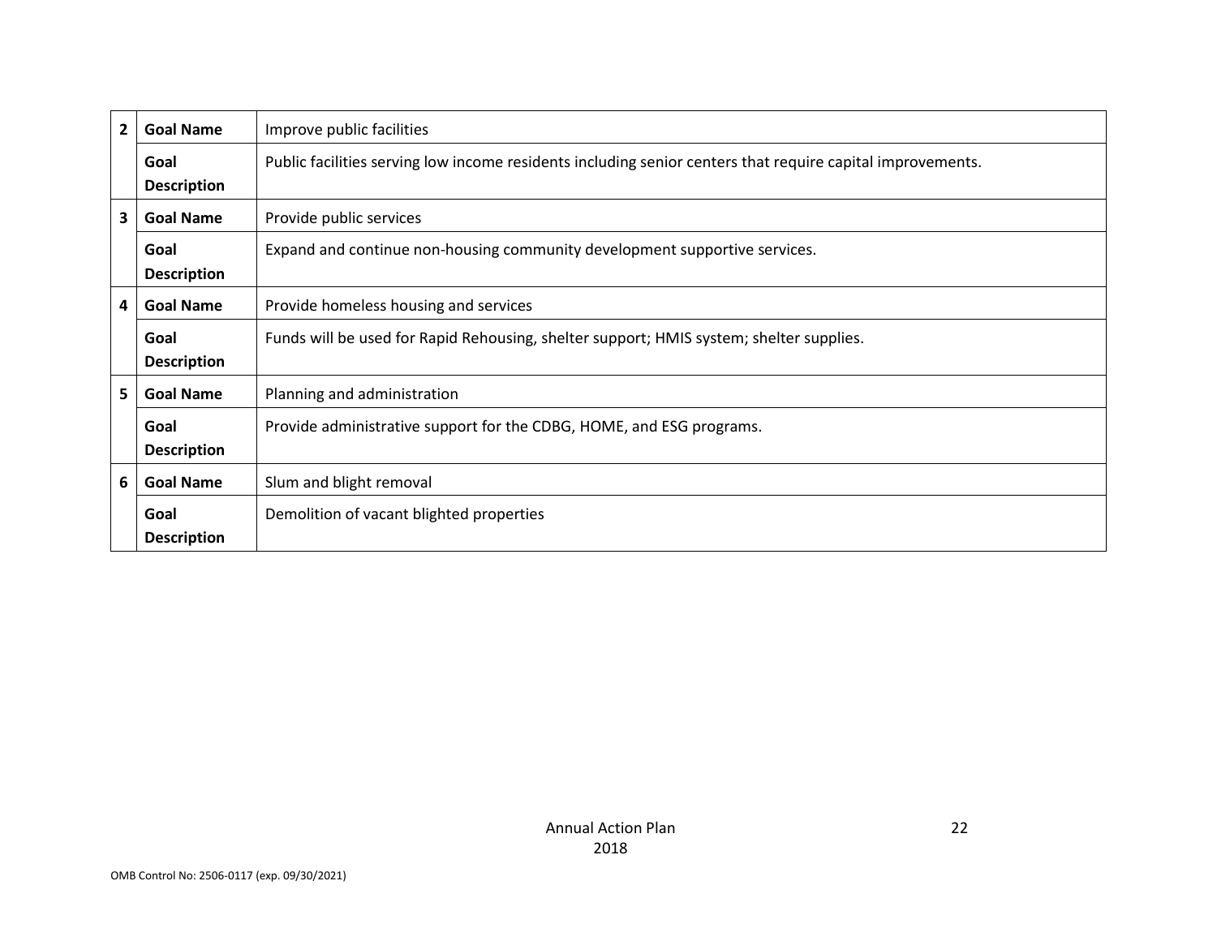| | | |
|---|---|---|
| 2 | **Goal Name** | Improve public facilities |
| | **Goal Description** | Public facilities serving low income residents including senior centers that require capital improvements. |
| 3 | **Goal Name** | Provide public services |
| | **Goal Description** | Expand and continue non-housing community development supportive services. |
| 4 | **Goal Name** | Provide homeless housing and services |
| | **Goal Description** | Funds will be used for Rapid Rehousing, shelter support; HMIS system; shelter supplies. |
| 5 | **Goal Name** | Planning and administration |
| | **Goal Description** | Provide administrative support for the CDBG, HOME, and ESG programs. |
| 6 | **Goal Name** | Slum and blight removal |
| | **Goal Description** | Demolition of vacant blighted properties |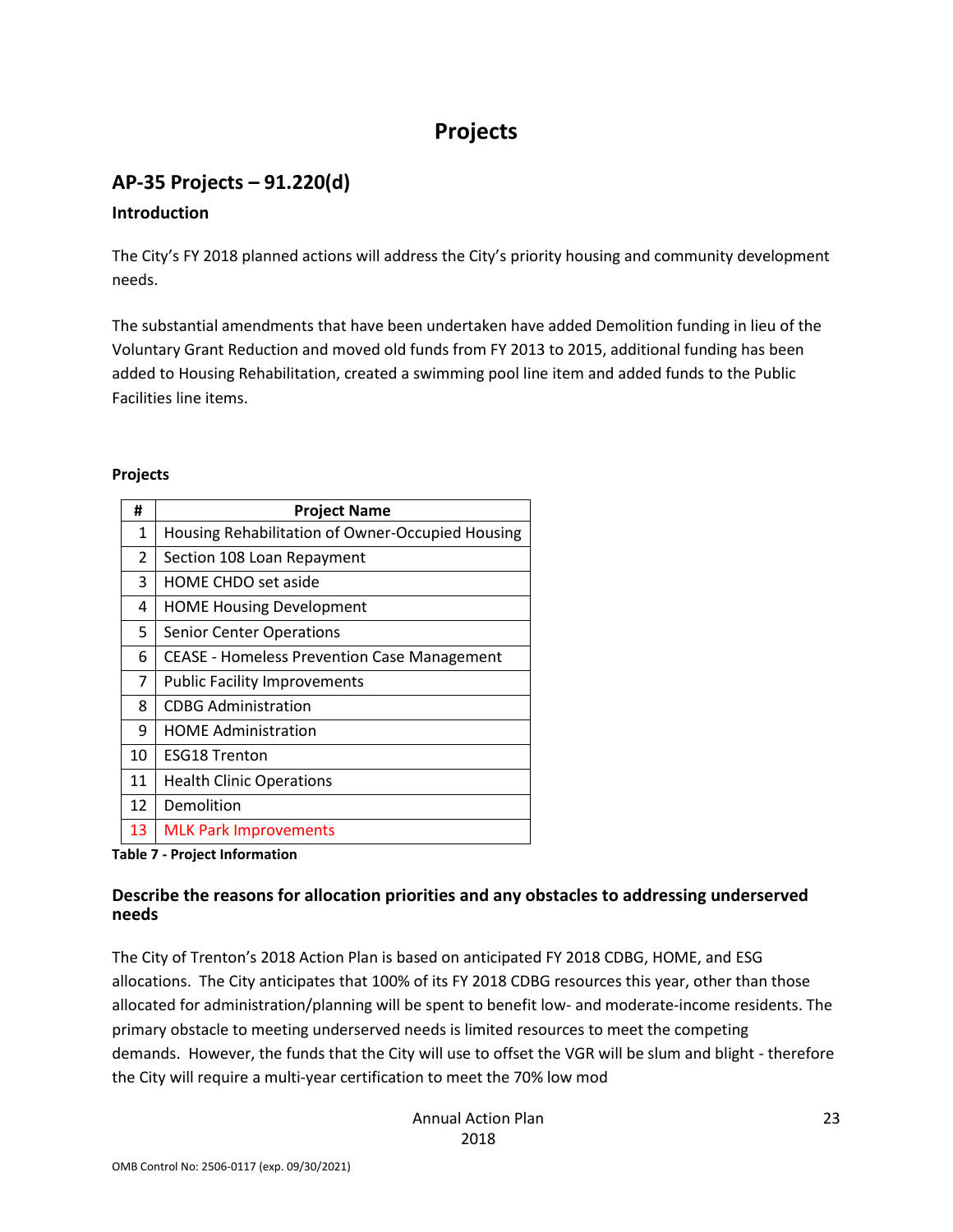# Projects

## AP-35 Projects – 91.220(d)

### Introduction

The City's FY 2018 planned actions will address the City's priority housing and community development needs.

The substantial amendments that have been undertaken have added Demolition funding in lieu of the Voluntary Grant Reduction and moved old funds from FY 2013 to 2015, additional funding has been added to Housing Rehabilitation, created a swimming pool line item and added funds to the Public Facilities line items.

**Projects**

| # | Project Name |
|---|---|
| 1 | Housing Rehabilitation of Owner-Occupied Housing |
| 2 | Section 108 Loan Repayment |
| 3 | HOME CHDO set aside |
| 4 | HOME Housing Development |
| 5 | Senior Center Operations |
| 6 | CEASE - Homeless Prevention Case Management |
| 7 | Public Facility Improvements |
| 8 | CDBG Administration |
| 9 | HOME Administration |
| 10 | ESG18 Trenton |
| 11 | Health Clinic Operations |
| 12 | Demolition |
| 13 | MLK Park Improvements |

**Table 7 - Project Information**

### Describe the reasons for allocation priorities and any obstacles to addressing underserved needs

The City of Trenton's 2018 Action Plan is based on anticipated FY 2018 CDBG, HOME, and ESG allocations. The City anticipates that 100% of its FY 2018 CDBG resources this year, other than those allocated for administration/planning will be spent to benefit low- and moderate-income residents. The primary obstacle to meeting underserved needs is limited resources to meet the competing demands. However, the funds that the City will use to offset the VGR will be slum and blight - therefore the City will require a multi-year certification to meet the 70% low mod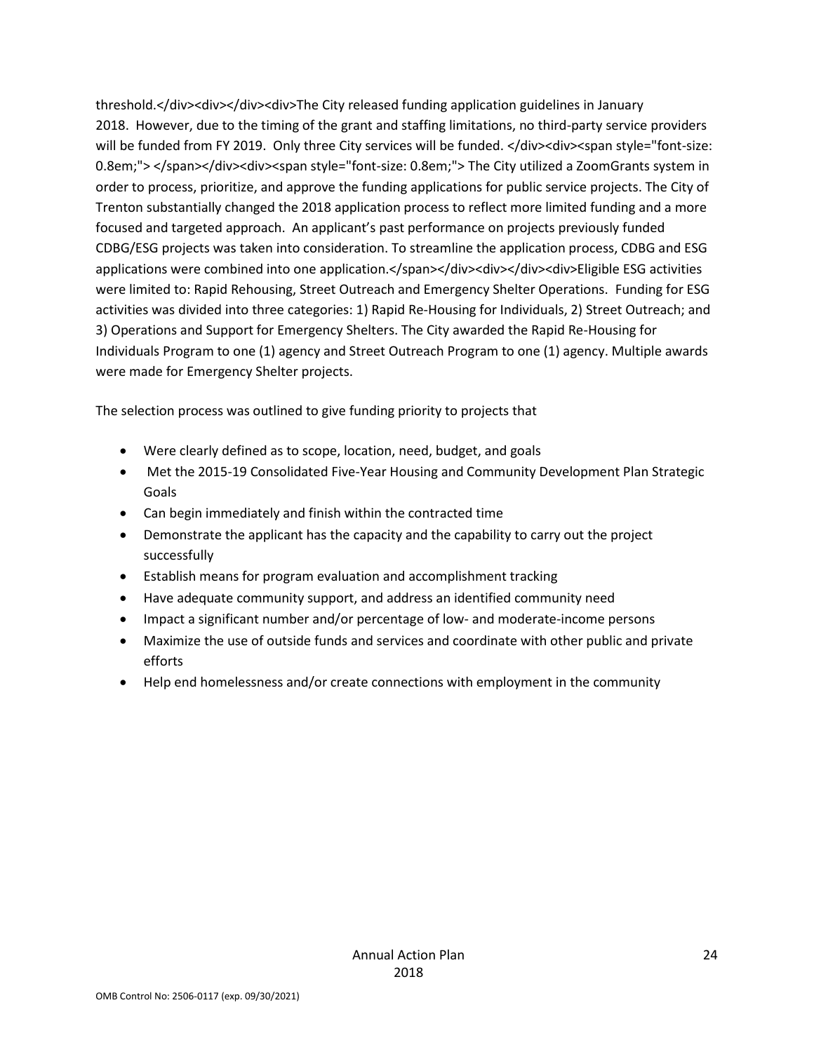threshold.</div><div></div><div>The City released funding application guidelines in January 2018. However, due to the timing of the grant and staffing limitations, no third-party service providers will be funded from FY 2019. Only three City services will be funded. </div><div><span style="font-size: 0.8em;"> </span></div><div><span style="font-size: 0.8em;"> The City utilized a ZoomGrants system in order to process, prioritize, and approve the funding applications for public service projects. The City of Trenton substantially changed the 2018 application process to reflect more limited funding and a more focused and targeted approach. An applicant's past performance on projects previously funded CDBG/ESG projects was taken into consideration. To streamline the application process, CDBG and ESG applications were combined into one application.</span></div><div></div><div>Eligible ESG activities were limited to: Rapid Rehousing, Street Outreach and Emergency Shelter Operations. Funding for ESG activities was divided into three categories: 1) Rapid Re-Housing for Individuals, 2) Street Outreach; and 3) Operations and Support for Emergency Shelters. The City awarded the Rapid Re-Housing for Individuals Program to one (1) agency and Street Outreach Program to one (1) agency. Multiple awards were made for Emergency Shelter projects.

The selection process was outlined to give funding priority to projects that

- Were clearly defined as to scope, location, need, budget, and goals
- Met the 2015-19 Consolidated Five-Year Housing and Community Development Plan Strategic Goals
- Can begin immediately and finish within the contracted time
- Demonstrate the applicant has the capacity and the capability to carry out the project successfully
- Establish means for program evaluation and accomplishment tracking
- Have adequate community support, and address an identified community need
- Impact a significant number and/or percentage of low- and moderate-income persons
- Maximize the use of outside funds and services and coordinate with other public and private efforts
- Help end homelessness and/or create connections with employment in the community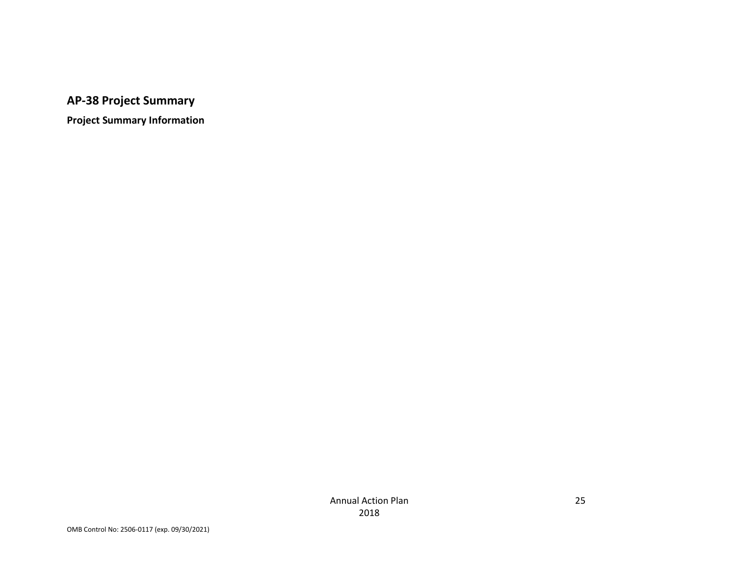## AP-38 Project Summary

### Project Summary Information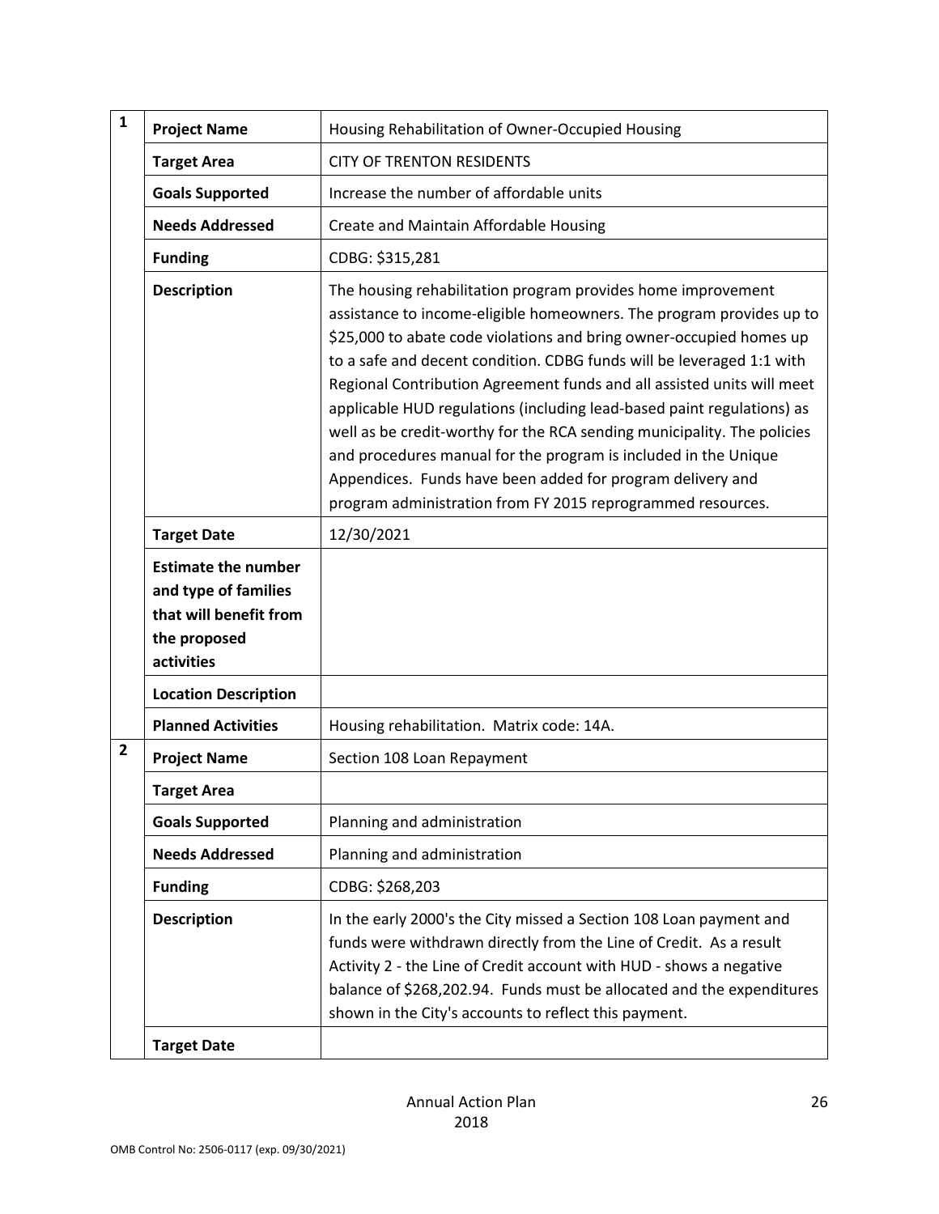| # | Field | Value |
|---|---|---|
| 1 | **Project Name** | Housing Rehabilitation of Owner-Occupied Housing |
| | **Target Area** | CITY OF TRENTON RESIDENTS |
| | **Goals Supported** | Increase the number of affordable units |
| | **Needs Addressed** | Create and Maintain Affordable Housing |
| | **Funding** | CDBG: $315,281 |
| | **Description** | The housing rehabilitation program provides home improvement assistance to income-eligible homeowners. The program provides up to $25,000 to abate code violations and bring owner-occupied homes up to a safe and decent condition. CDBG funds will be leveraged 1:1 with Regional Contribution Agreement funds and all assisted units will meet applicable HUD regulations (including lead-based paint regulations) as well as be credit-worthy for the RCA sending municipality. The policies and procedures manual for the program is included in the Unique Appendices. Funds have been added for program delivery and program administration from FY 2015 reprogrammed resources. |
| | **Target Date** | 12/30/2021 |
| | **Estimate the number and type of families that will benefit from the proposed activities** | |
| | **Location Description** | |
| | **Planned Activities** | Housing rehabilitation. Matrix code: 14A. |
| 2 | **Project Name** | Section 108 Loan Repayment |
| | **Target Area** | |
| | **Goals Supported** | Planning and administration |
| | **Needs Addressed** | Planning and administration |
| | **Funding** | CDBG: $268,203 |
| | **Description** | In the early 2000's the City missed a Section 108 Loan payment and funds were withdrawn directly from the Line of Credit. As a result Activity 2 - the Line of Credit account with HUD - shows a negative balance of $268,202.94. Funds must be allocated and the expenditures shown in the City's accounts to reflect this payment. |
| | **Target Date** | |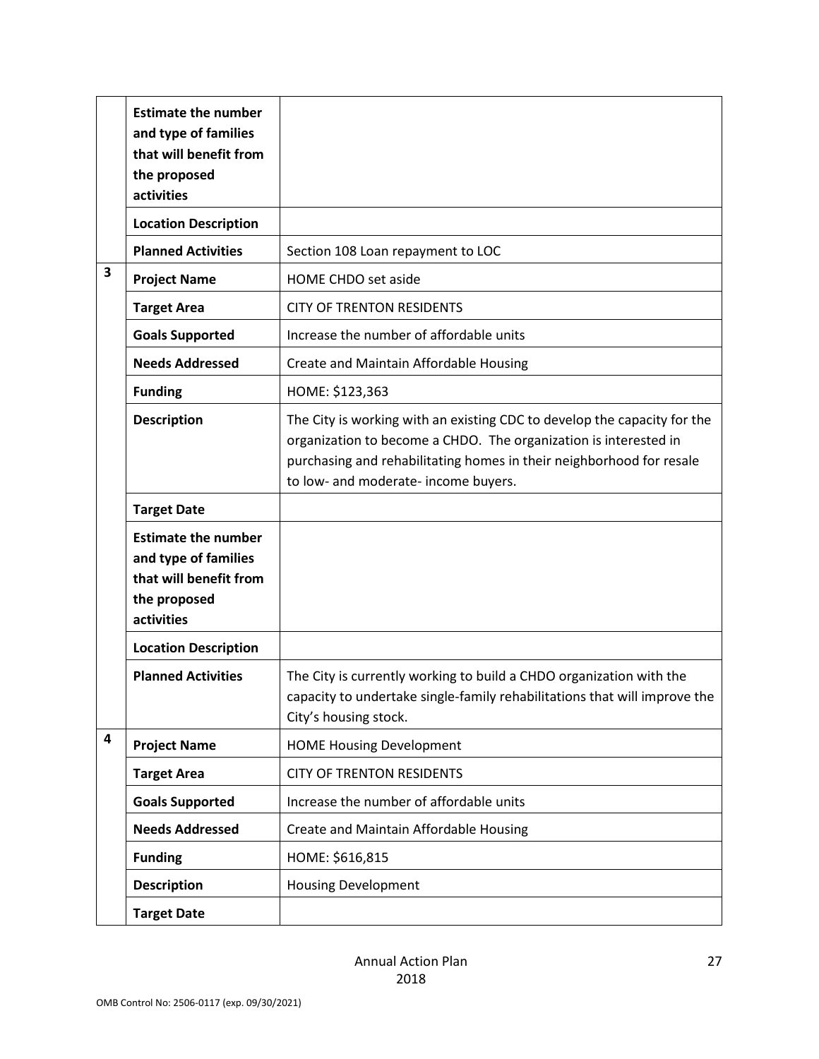| | | |
|---|---|---|
| | **Estimate the number and type of families that will benefit from the proposed activities** | |
| | **Location Description** | |
| | **Planned Activities** | Section 108 Loan repayment to LOC |
| **3** | **Project Name** | HOME CHDO set aside |
| | **Target Area** | CITY OF TRENTON RESIDENTS |
| | **Goals Supported** | Increase the number of affordable units |
| | **Needs Addressed** | Create and Maintain Affordable Housing |
| | **Funding** | HOME: $123,363 |
| | **Description** | The City is working with an existing CDC to develop the capacity for the organization to become a CHDO. The organization is interested in purchasing and rehabilitating homes in their neighborhood for resale to low- and moderate- income buyers. |
| | **Target Date** | |
| | **Estimate the number and type of families that will benefit from the proposed activities** | |
| | **Location Description** | |
| | **Planned Activities** | The City is currently working to build a CHDO organization with the capacity to undertake single-family rehabilitations that will improve the City's housing stock. |
| **4** | **Project Name** | HOME Housing Development |
| | **Target Area** | CITY OF TRENTON RESIDENTS |
| | **Goals Supported** | Increase the number of affordable units |
| | **Needs Addressed** | Create and Maintain Affordable Housing |
| | **Funding** | HOME: $616,815 |
| | **Description** | Housing Development |
| | **Target Date** | |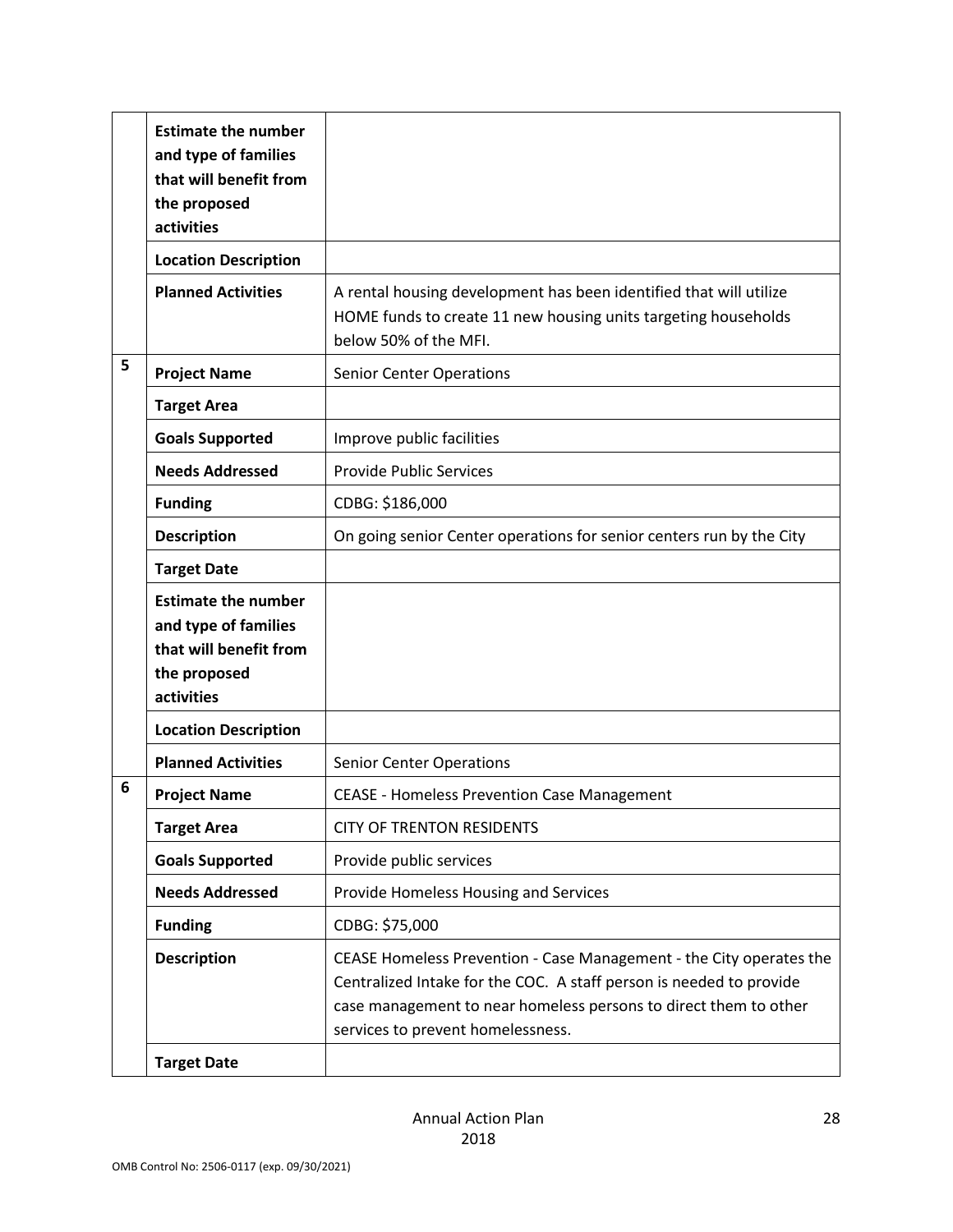| | | |
|---|---|---|
| | **Estimate the number and type of families that will benefit from the proposed activities** | |
| | **Location Description** | |
| | **Planned Activities** | A rental housing development has been identified that will utilize HOME funds to create 11 new housing units targeting households below 50% of the MFI. |
| 5 | **Project Name** | Senior Center Operations |
| | **Target Area** | |
| | **Goals Supported** | Improve public facilities |
| | **Needs Addressed** | Provide Public Services |
| | **Funding** | CDBG: $186,000 |
| | **Description** | On going senior Center operations for senior centers run by the City |
| | **Target Date** | |
| | **Estimate the number and type of families that will benefit from the proposed activities** | |
| | **Location Description** | |
| | **Planned Activities** | Senior Center Operations |
| 6 | **Project Name** | CEASE - Homeless Prevention Case Management |
| | **Target Area** | CITY OF TRENTON RESIDENTS |
| | **Goals Supported** | Provide public services |
| | **Needs Addressed** | Provide Homeless Housing and Services |
| | **Funding** | CDBG: $75,000 |
| | **Description** | CEASE Homeless Prevention - Case Management - the City operates the Centralized Intake for the COC. A staff person is needed to provide case management to near homeless persons to direct them to other services to prevent homelessness. |
| | **Target Date** | |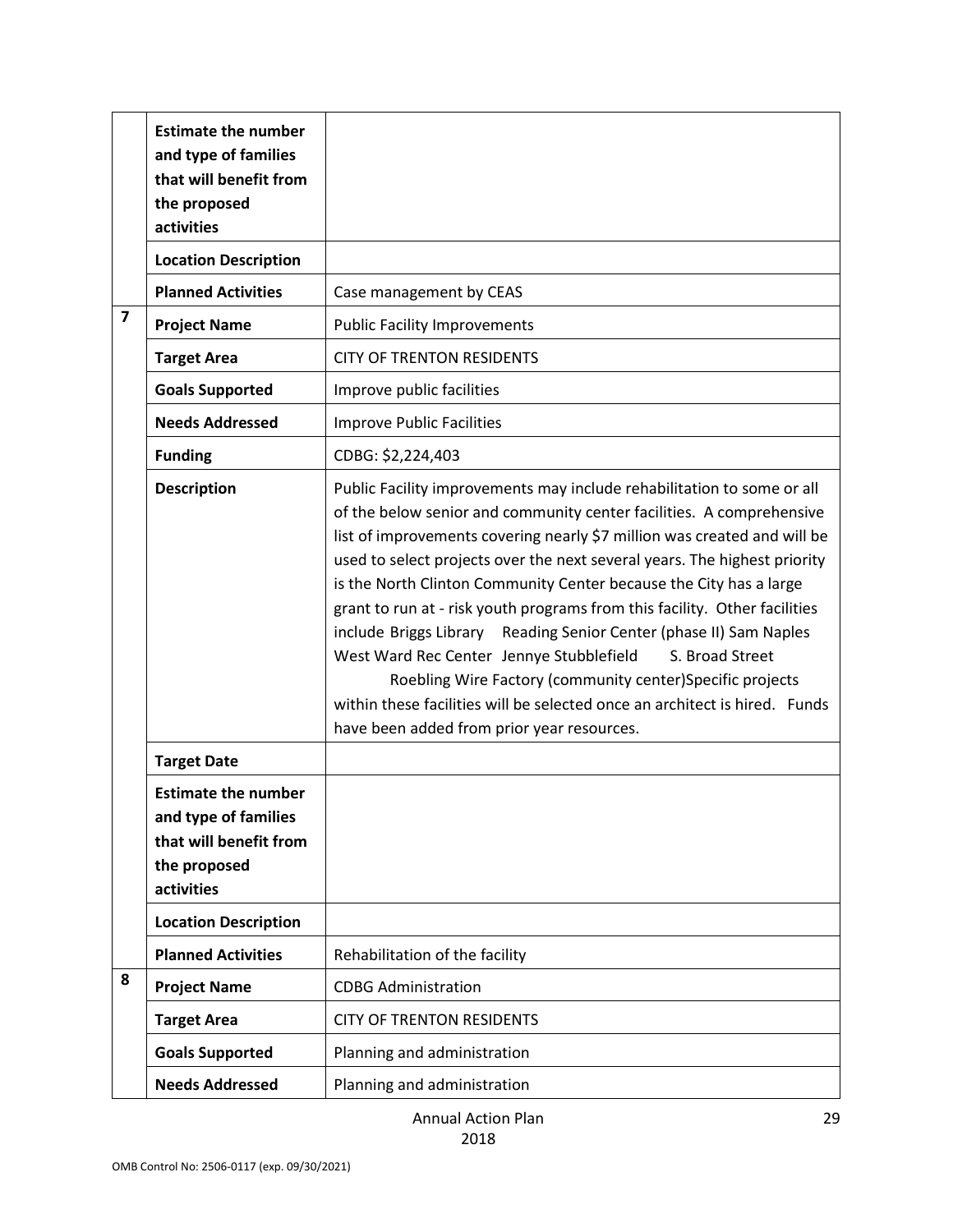| | | |
|---|---|---|
| | **Estimate the number and type of families that will benefit from the proposed activities** | |
| | **Location Description** | |
| | **Planned Activities** | Case management by CEAS |
| **7** | **Project Name** | Public Facility Improvements |
| | **Target Area** | CITY OF TRENTON RESIDENTS |
| | **Goals Supported** | Improve public facilities |
| | **Needs Addressed** | Improve Public Facilities |
| | **Funding** | CDBG: $2,224,403 |
| | **Description** | Public Facility improvements may include rehabilitation to some or all of the below senior and community center facilities. A comprehensive list of improvements covering nearly $7 million was created and will be used to select projects over the next several years. The highest priority is the North Clinton Community Center because the City has a large grant to run at - risk youth programs from this facility. Other facilities include Briggs Library Reading Senior Center (phase II) Sam Naples West Ward Rec Center Jennye Stubblefield S. Broad Street Roebling Wire Factory (community center)Specific projects within these facilities will be selected once an architect is hired. Funds have been added from prior year resources. |
| | **Target Date** | |
| | **Estimate the number and type of families that will benefit from the proposed activities** | |
| | **Location Description** | |
| | **Planned Activities** | Rehabilitation of the facility |
| **8** | **Project Name** | CDBG Administration |
| | **Target Area** | CITY OF TRENTON RESIDENTS |
| | **Goals Supported** | Planning and administration |
| | **Needs Addressed** | Planning and administration |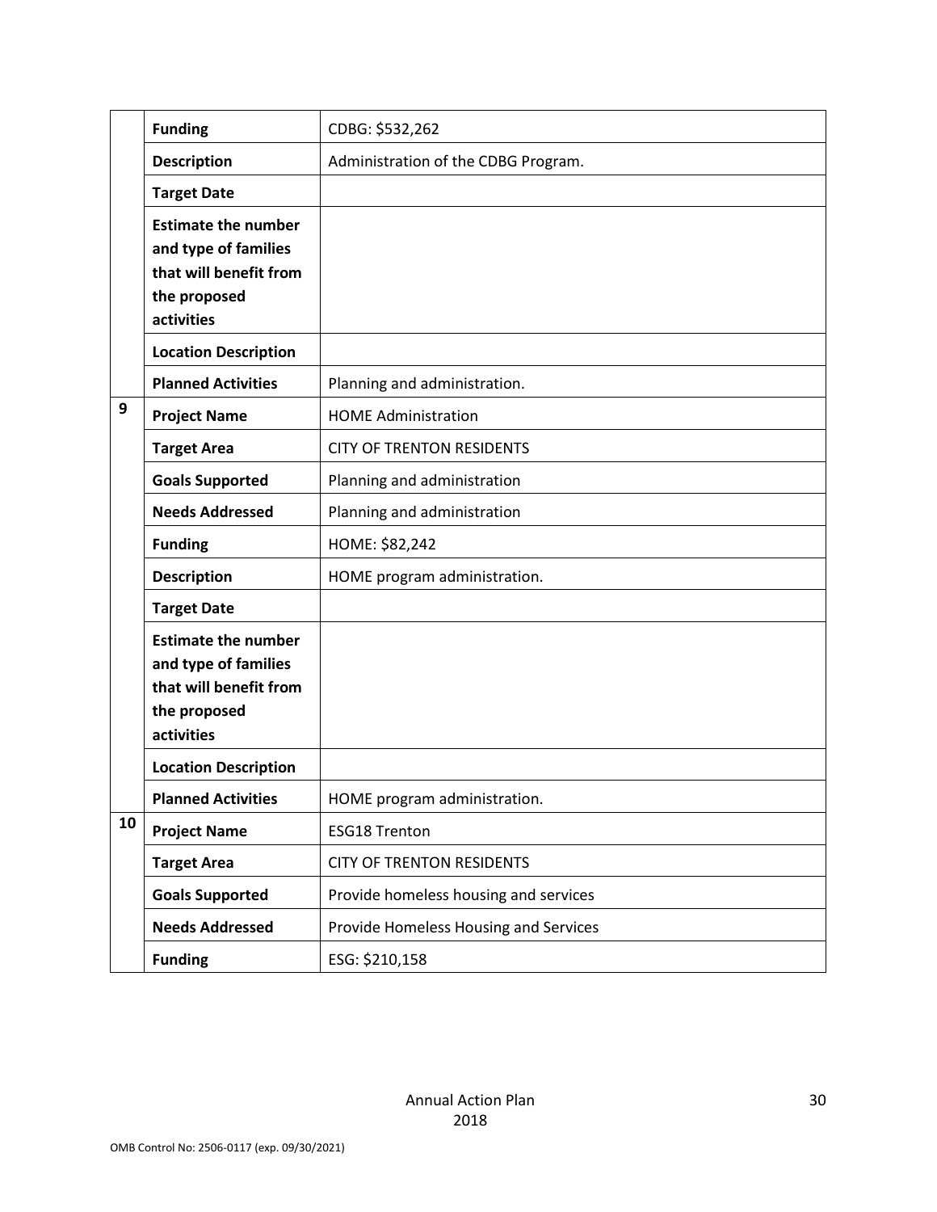| | | |
|---|---|---|
| | **Funding** | CDBG: $532,262 |
| | **Description** | Administration of the CDBG Program. |
| | **Target Date** | |
| | **Estimate the number and type of families that will benefit from the proposed activities** | |
| | **Location Description** | |
| | **Planned Activities** | Planning and administration. |
| 9 | **Project Name** | HOME Administration |
| | **Target Area** | CITY OF TRENTON RESIDENTS |
| | **Goals Supported** | Planning and administration |
| | **Needs Addressed** | Planning and administration |
| | **Funding** | HOME: $82,242 |
| | **Description** | HOME program administration. |
| | **Target Date** | |
| | **Estimate the number and type of families that will benefit from the proposed activities** | |
| | **Location Description** | |
| | **Planned Activities** | HOME program administration. |
| 10 | **Project Name** | ESG18 Trenton |
| | **Target Area** | CITY OF TRENTON RESIDENTS |
| | **Goals Supported** | Provide homeless housing and services |
| | **Needs Addressed** | Provide Homeless Housing and Services |
| | **Funding** | ESG: $210,158 |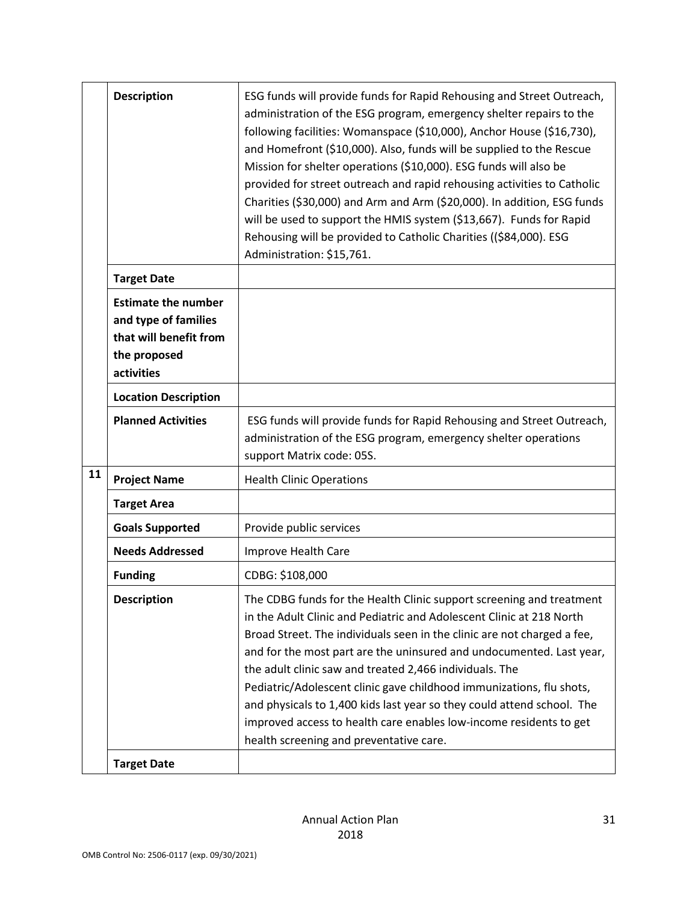| | | |
|---|---|---|
| | **Description** | ESG funds will provide funds for Rapid Rehousing and Street Outreach, administration of the ESG program, emergency shelter repairs to the following facilities: Womanspace ($10,000), Anchor House ($16,730), and Homefront ($10,000). Also, funds will be supplied to the Rescue Mission for shelter operations ($10,000). ESG funds will also be provided for street outreach and rapid rehousing activities to Catholic Charities ($30,000) and Arm and Arm ($20,000). In addition, ESG funds will be used to support the HMIS system ($13,667). Funds for Rapid Rehousing will be provided to Catholic Charities (($84,000). ESG Administration: $15,761. |
| | **Target Date** | |
| | **Estimate the number and type of families that will benefit from the proposed activities** | |
| | **Location Description** | |
| | **Planned Activities** | ESG funds will provide funds for Rapid Rehousing and Street Outreach, administration of the ESG program, emergency shelter operations support Matrix code: 05S. |
| **11** | **Project Name** | Health Clinic Operations |
| | **Target Area** | |
| | **Goals Supported** | Provide public services |
| | **Needs Addressed** | Improve Health Care |
| | **Funding** | CDBG: $108,000 |
| | **Description** | The CDBG funds for the Health Clinic support screening and treatment in the Adult Clinic and Pediatric and Adolescent Clinic at 218 North Broad Street. The individuals seen in the clinic are not charged a fee, and for the most part are the uninsured and undocumented. Last year, the adult clinic saw and treated 2,466 individuals. The Pediatric/Adolescent clinic gave childhood immunizations, flu shots, and physicals to 1,400 kids last year so they could attend school. The improved access to health care enables low-income residents to get health screening and preventative care. |
| | **Target Date** | |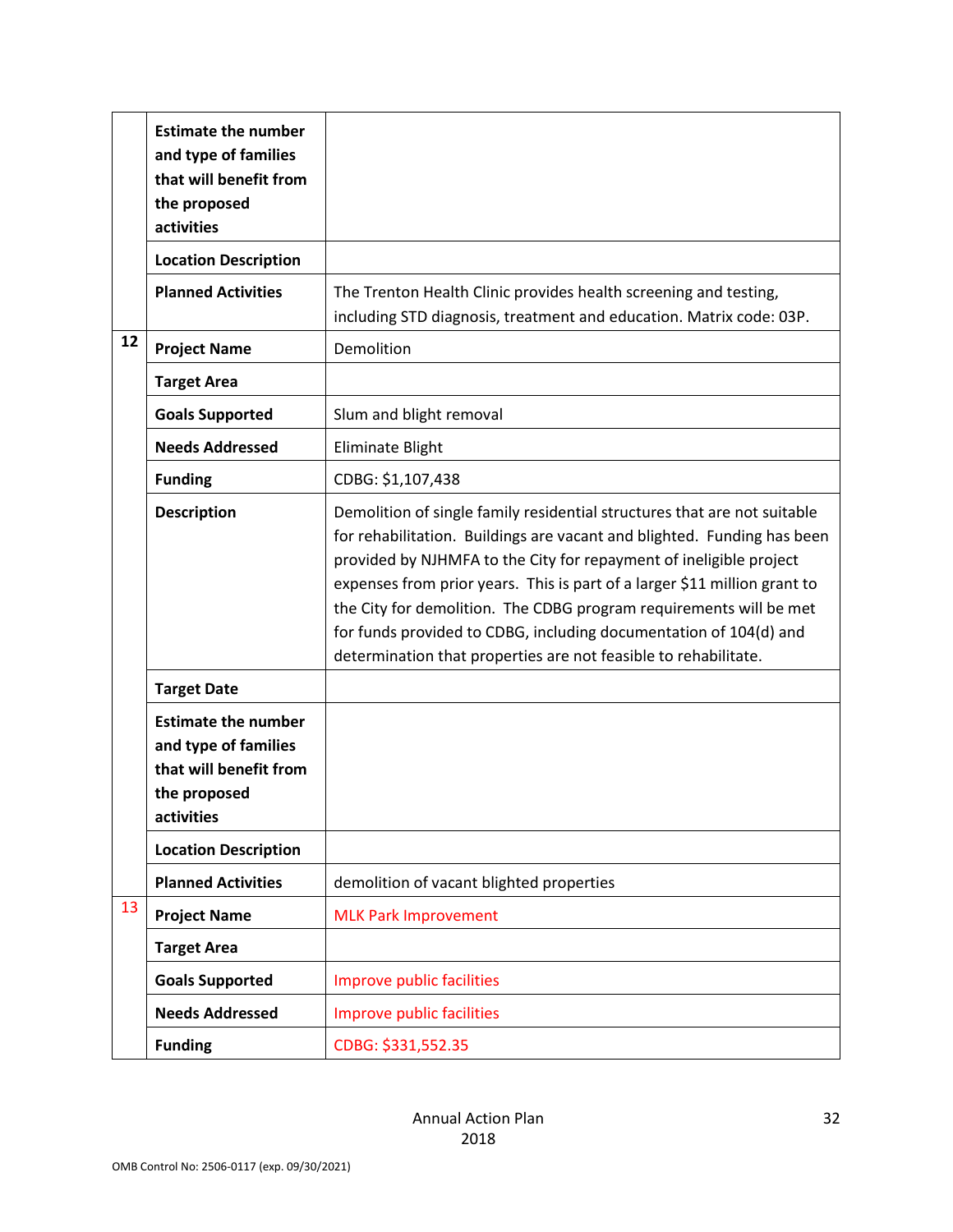| | | |
|---|---|---|
| | **Estimate the number and type of families that will benefit from the proposed activities** | |
| | **Location Description** | |
| | **Planned Activities** | The Trenton Health Clinic provides health screening and testing, including STD diagnosis, treatment and education. Matrix code: 03P. |
| 12 | **Project Name** | Demolition |
| | **Target Area** | |
| | **Goals Supported** | Slum and blight removal |
| | **Needs Addressed** | Eliminate Blight |
| | **Funding** | CDBG: $1,107,438 |
| | **Description** | Demolition of single family residential structures that are not suitable for rehabilitation. Buildings are vacant and blighted. Funding has been provided by NJHMFA to the City for repayment of ineligible project expenses from prior years. This is part of a larger $11 million grant to the City for demolition. The CDBG program requirements will be met for funds provided to CDBG, including documentation of 104(d) and determination that properties are not feasible to rehabilitate. |
| | **Target Date** | |
| | **Estimate the number and type of families that will benefit from the proposed activities** | |
| | **Location Description** | |
| | **Planned Activities** | demolition of vacant blighted properties |
| 13 | **Project Name** | MLK Park Improvement |
| | **Target Area** | |
| | **Goals Supported** | Improve public facilities |
| | **Needs Addressed** | Improve public facilities |
| | **Funding** | CDBG: $331,552.35 |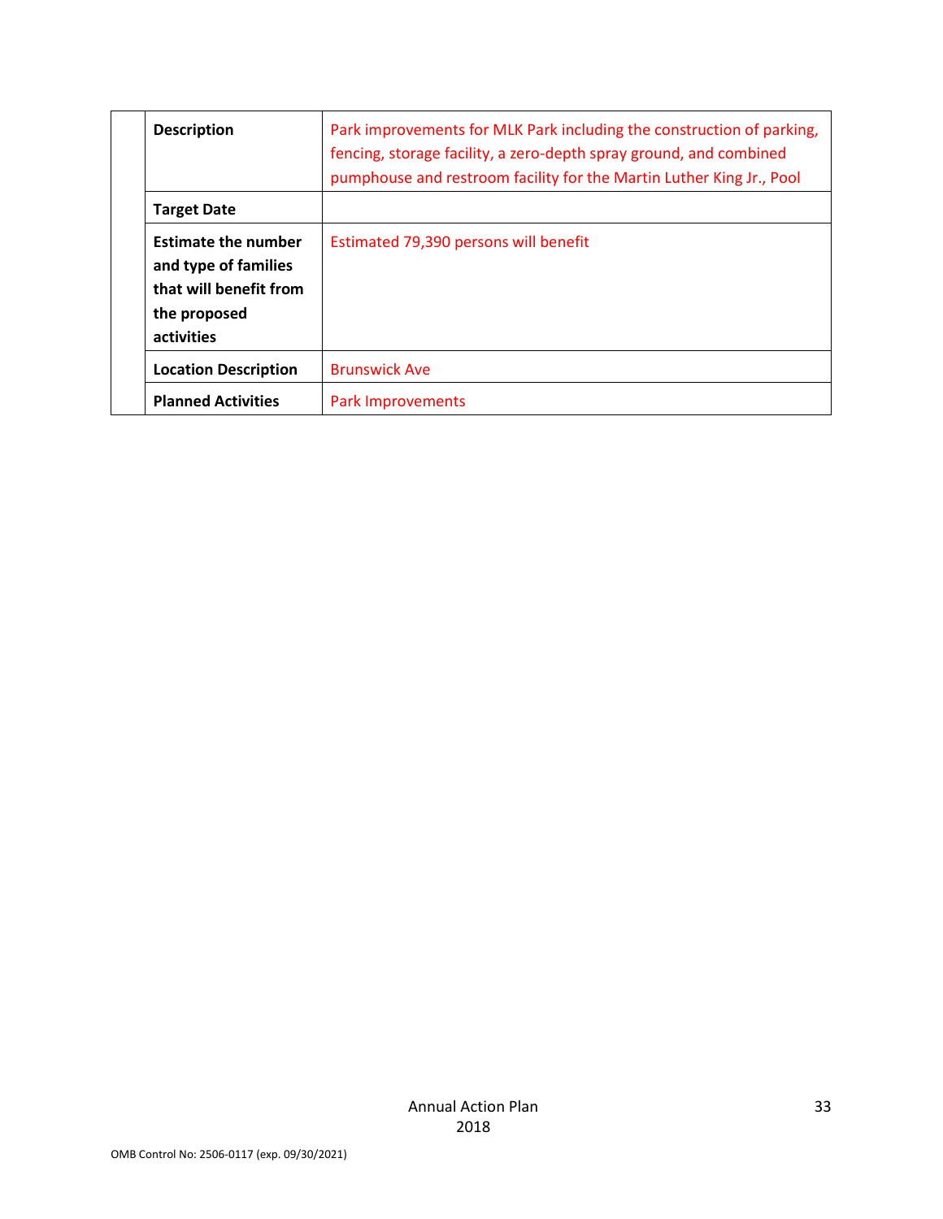| | | |
|---|---|---|
| | **Description** | Park improvements for MLK Park including the construction of parking, fencing, storage facility, a zero-depth spray ground, and combined pumphouse and restroom facility for the Martin Luther King Jr., Pool |
| | **Target Date** | |
| | **Estimate the number and type of families that will benefit from the proposed activities** | Estimated 79,390 persons will benefit |
| | **Location Description** | Brunswick Ave |
| | **Planned Activities** | Park Improvements |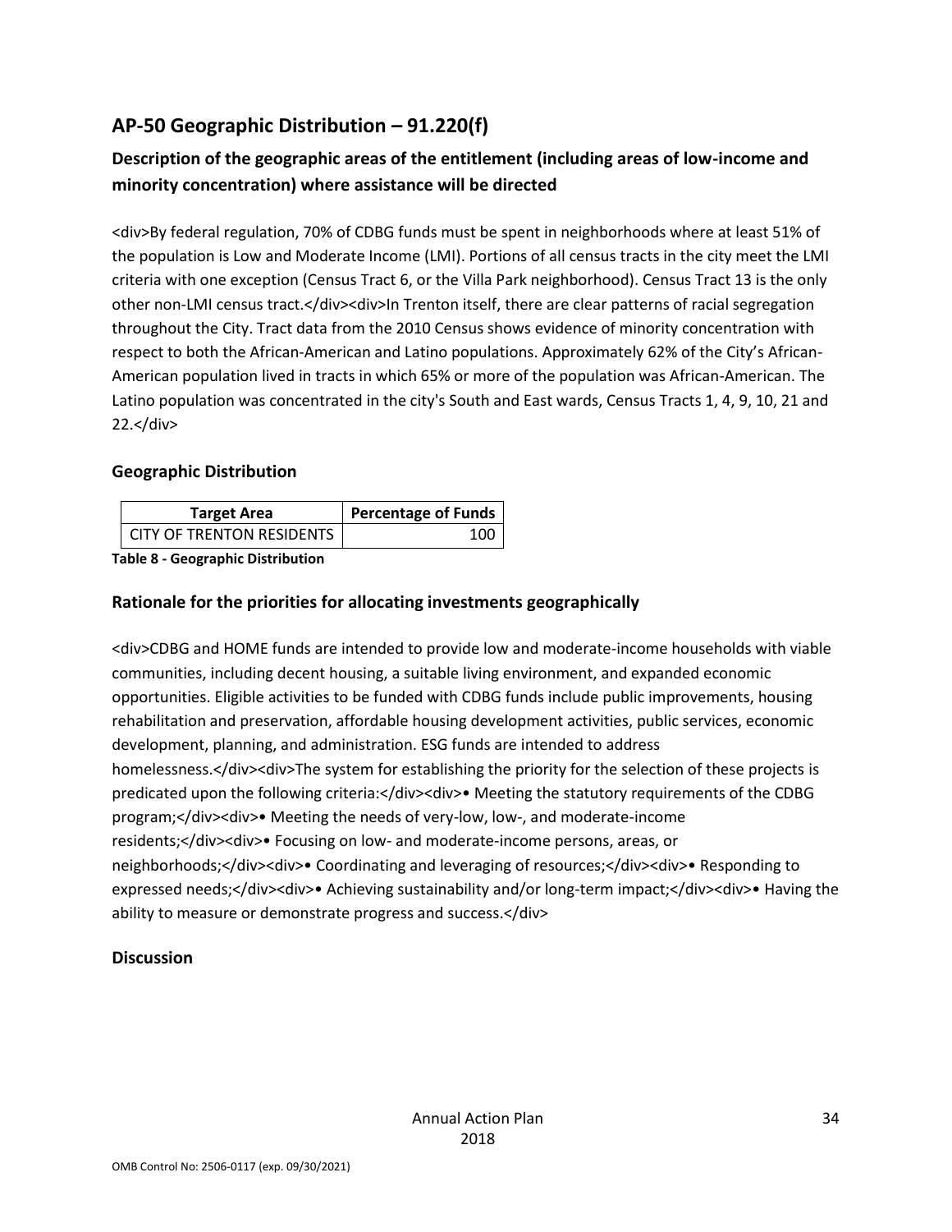## AP-50 Geographic Distribution – 91.220(f)

### Description of the geographic areas of the entitlement (including areas of low-income and minority concentration) where assistance will be directed

<div>By federal regulation, 70% of CDBG funds must be spent in neighborhoods where at least 51% of the population is Low and Moderate Income (LMI). Portions of all census tracts in the city meet the LMI criteria with one exception (Census Tract 6, or the Villa Park neighborhood). Census Tract 13 is the only other non-LMI census tract.</div><div>In Trenton itself, there are clear patterns of racial segregation throughout the City. Tract data from the 2010 Census shows evidence of minority concentration with respect to both the African-American and Latino populations. Approximately 62% of the City's African-American population lived in tracts in which 65% or more of the population was African-American. The Latino population was concentrated in the city's South and East wards, Census Tracts 1, 4, 9, 10, 21 and 22.</div>

### Geographic Distribution

| Target Area | Percentage of Funds |
|---|---|
| CITY OF TRENTON RESIDENTS | 100 |

**Table 8 - Geographic Distribution**

### Rationale for the priorities for allocating investments geographically

<div>CDBG and HOME funds are intended to provide low and moderate-income households with viable communities, including decent housing, a suitable living environment, and expanded economic opportunities. Eligible activities to be funded with CDBG funds include public improvements, housing rehabilitation and preservation, affordable housing development activities, public services, economic development, planning, and administration. ESG funds are intended to address homelessness.</div><div>The system for establishing the priority for the selection of these projects is predicated upon the following criteria:</div><div>• Meeting the statutory requirements of the CDBG program;</div><div>• Meeting the needs of very-low, low-, and moderate-income residents;</div><div>• Focusing on low- and moderate-income persons, areas, or neighborhoods;</div><div>• Coordinating and leveraging of resources;</div><div>• Responding to expressed needs;</div><div>• Achieving sustainability and/or long-term impact;</div><div>• Having the ability to measure or demonstrate progress and success.</div>

### Discussion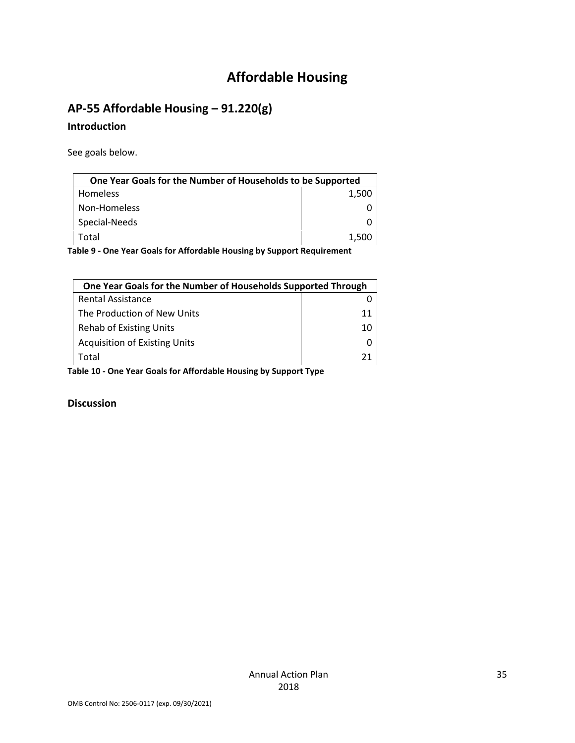# Affordable Housing

## AP-55 Affordable Housing – 91.220(g)

### Introduction

See goals below.

| One Year Goals for the Number of Households to be Supported | |
|---|---|
| Homeless | 1,500 |
| Non-Homeless | 0 |
| Special-Needs | 0 |
| Total | 1,500 |

**Table 9 - One Year Goals for Affordable Housing by Support Requirement**

| One Year Goals for the Number of Households Supported Through | |
|---|---|
| Rental Assistance | 0 |
| The Production of New Units | 11 |
| Rehab of Existing Units | 10 |
| Acquisition of Existing Units | 0 |
| Total | 21 |

**Table 10 - One Year Goals for Affordable Housing by Support Type**

### Discussion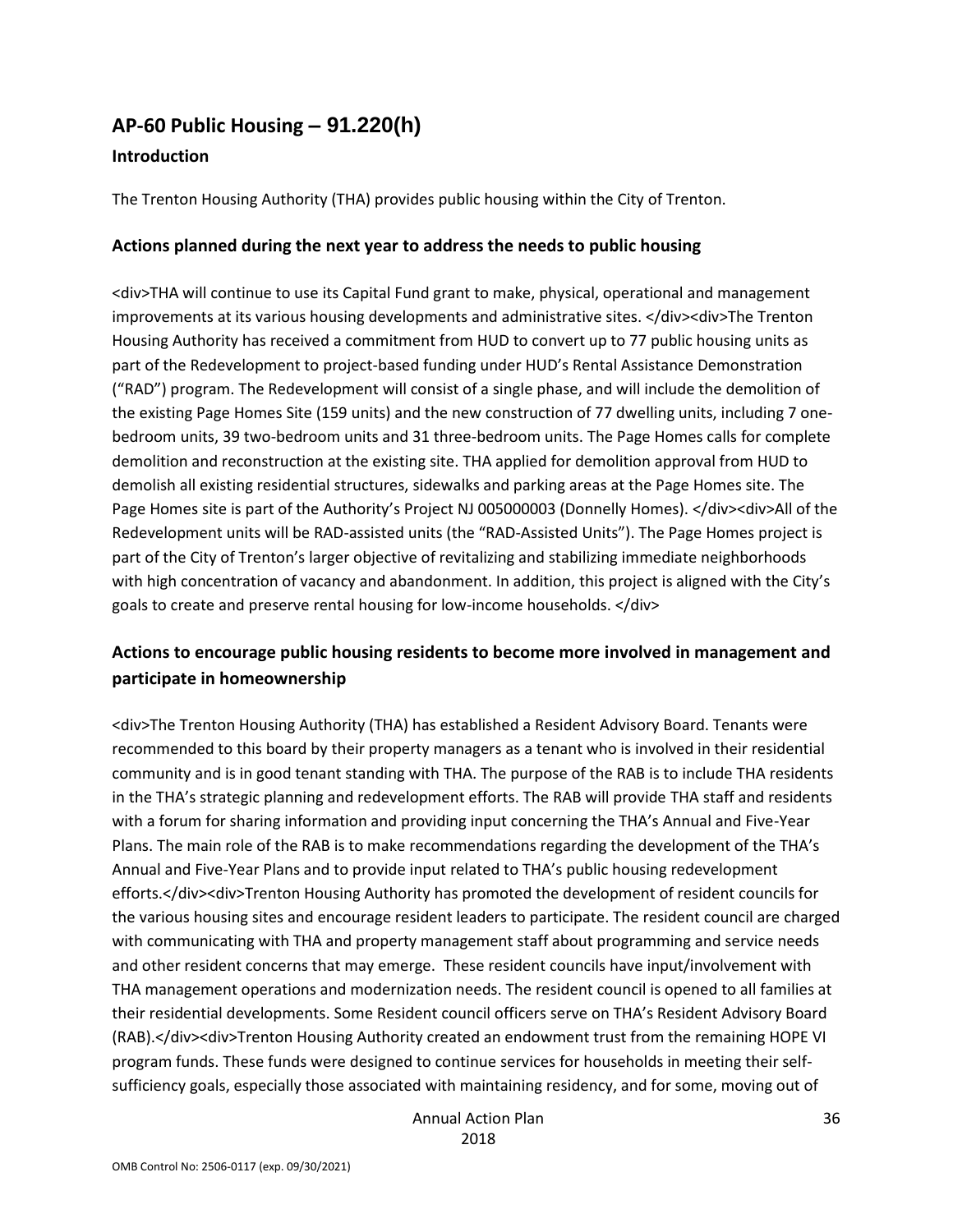## AP-60 Public Housing – 91.220(h)

### Introduction

The Trenton Housing Authority (THA) provides public housing within the City of Trenton.

### Actions planned during the next year to address the needs to public housing

<div>THA will continue to use its Capital Fund grant to make, physical, operational and management improvements at its various housing developments and administrative sites. </div><div>The Trenton Housing Authority has received a commitment from HUD to convert up to 77 public housing units as part of the Redevelopment to project-based funding under HUD's Rental Assistance Demonstration ("RAD") program. The Redevelopment will consist of a single phase, and will include the demolition of the existing Page Homes Site (159 units) and the new construction of 77 dwelling units, including 7 one-bedroom units, 39 two-bedroom units and 31 three-bedroom units. The Page Homes calls for complete demolition and reconstruction at the existing site. THA applied for demolition approval from HUD to demolish all existing residential structures, sidewalks and parking areas at the Page Homes site. The Page Homes site is part of the Authority's Project NJ 005000003 (Donnelly Homes). </div><div>All of the Redevelopment units will be RAD-assisted units (the "RAD-Assisted Units"). The Page Homes project is part of the City of Trenton's larger objective of revitalizing and stabilizing immediate neighborhoods with high concentration of vacancy and abandonment. In addition, this project is aligned with the City's goals to create and preserve rental housing for low-income households. </div>

### Actions to encourage public housing residents to become more involved in management and participate in homeownership

<div>The Trenton Housing Authority (THA) has established a Resident Advisory Board. Tenants were recommended to this board by their property managers as a tenant who is involved in their residential community and is in good tenant standing with THA. The purpose of the RAB is to include THA residents in the THA's strategic planning and redevelopment efforts. The RAB will provide THA staff and residents with a forum for sharing information and providing input concerning the THA's Annual and Five-Year Plans. The main role of the RAB is to make recommendations regarding the development of the THA's Annual and Five-Year Plans and to provide input related to THA's public housing redevelopment efforts.</div><div>Trenton Housing Authority has promoted the development of resident councils for the various housing sites and encourage resident leaders to participate. The resident council are charged with communicating with THA and property management staff about programming and service needs and other resident concerns that may emerge. These resident councils have input/involvement with THA management operations and modernization needs. The resident council is opened to all families at their residential developments. Some Resident council officers serve on THA's Resident Advisory Board (RAB).</div><div>Trenton Housing Authority created an endowment trust from the remaining HOPE VI program funds. These funds were designed to continue services for households in meeting their self-sufficiency goals, especially those associated with maintaining residency, and for some, moving out of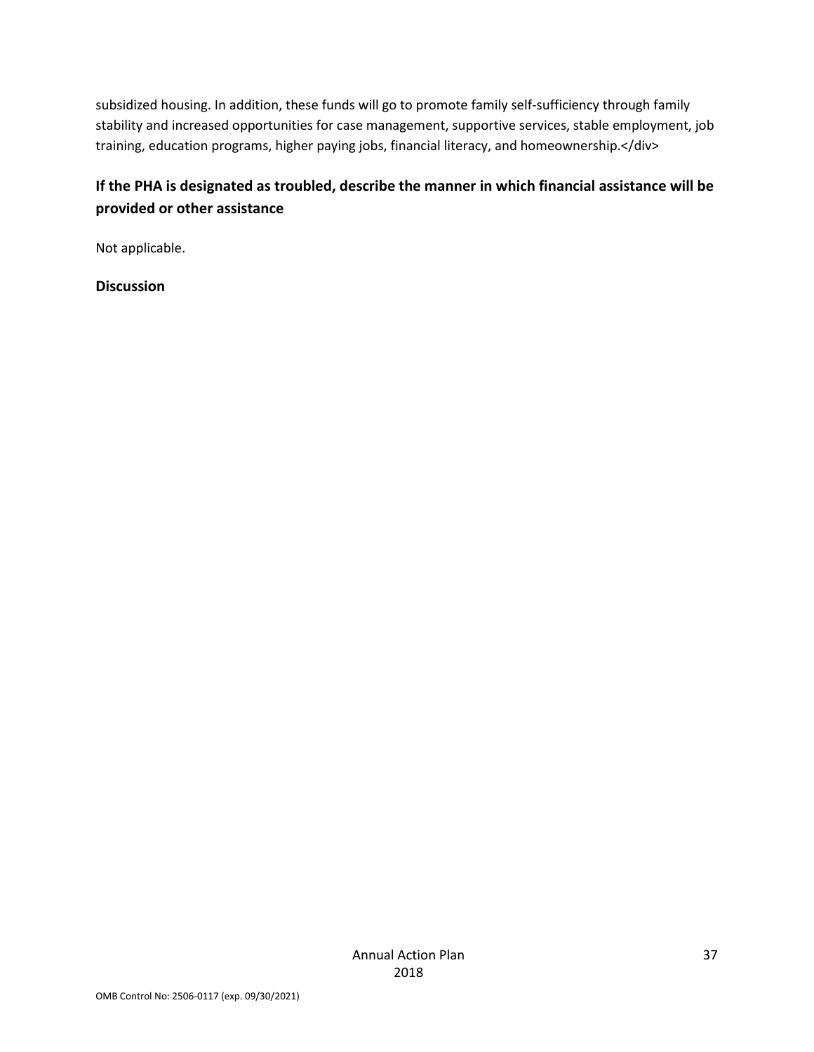subsidized housing. In addition, these funds will go to promote family self-sufficiency through family stability and increased opportunities for case management, supportive services, stable employment, job training, education programs, higher paying jobs, financial literacy, and homeownership.</div>

### If the PHA is designated as troubled, describe the manner in which financial assistance will be provided or other assistance

Not applicable.

### Discussion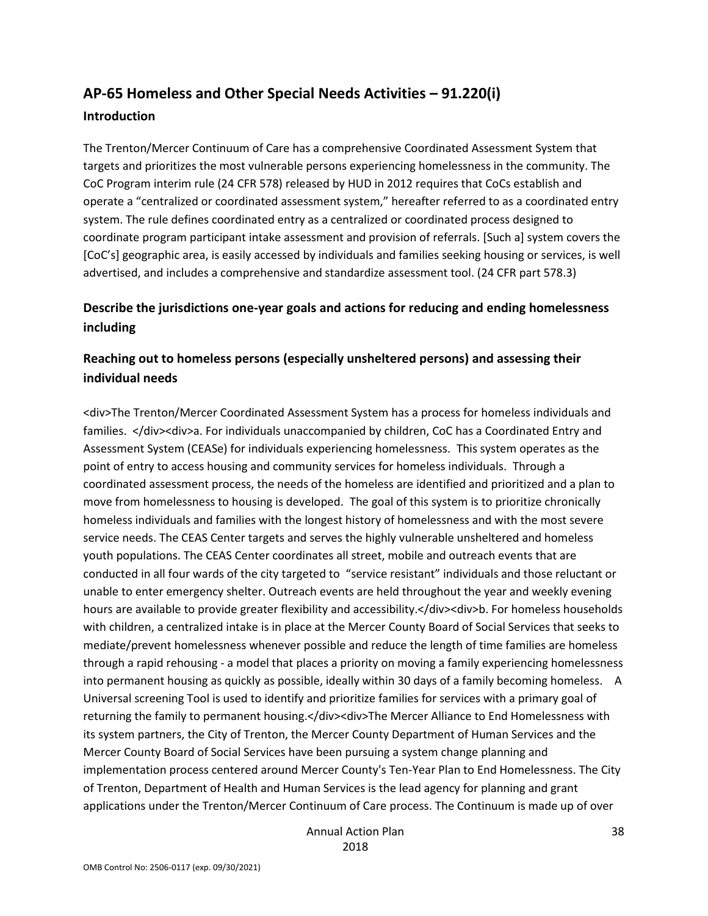## AP-65 Homeless and Other Special Needs Activities – 91.220(i)

### Introduction

The Trenton/Mercer Continuum of Care has a comprehensive Coordinated Assessment System that targets and prioritizes the most vulnerable persons experiencing homelessness in the community. The CoC Program interim rule (24 CFR 578) released by HUD in 2012 requires that CoCs establish and operate a "centralized or coordinated assessment system," hereafter referred to as a coordinated entry system. The rule defines coordinated entry as a centralized or coordinated process designed to coordinate program participant intake assessment and provision of referrals. [Such a] system covers the [CoC's] geographic area, is easily accessed by individuals and families seeking housing or services, is well advertised, and includes a comprehensive and standardize assessment tool. (24 CFR part 578.3)

### Describe the jurisdictions one-year goals and actions for reducing and ending homelessness including

### Reaching out to homeless persons (especially unsheltered persons) and assessing their individual needs

<div>The Trenton/Mercer Coordinated Assessment System has a process for homeless individuals and families. </div><div>a. For individuals unaccompanied by children, CoC has a Coordinated Entry and Assessment System (CEASe) for individuals experiencing homelessness. This system operates as the point of entry to access housing and community services for homeless individuals. Through a coordinated assessment process, the needs of the homeless are identified and prioritized and a plan to move from homelessness to housing is developed. The goal of this system is to prioritize chronically homeless individuals and families with the longest history of homelessness and with the most severe service needs. The CEAS Center targets and serves the highly vulnerable unsheltered and homeless youth populations. The CEAS Center coordinates all street, mobile and outreach events that are conducted in all four wards of the city targeted to "service resistant" individuals and those reluctant or unable to enter emergency shelter. Outreach events are held throughout the year and weekly evening hours are available to provide greater flexibility and accessibility.</div><div>b. For homeless households with children, a centralized intake is in place at the Mercer County Board of Social Services that seeks to mediate/prevent homelessness whenever possible and reduce the length of time families are homeless through a rapid rehousing - a model that places a priority on moving a family experiencing homelessness into permanent housing as quickly as possible, ideally within 30 days of a family becoming homeless. A Universal screening Tool is used to identify and prioritize families for services with a primary goal of returning the family to permanent housing.</div><div>The Mercer Alliance to End Homelessness with its system partners, the City of Trenton, the Mercer County Department of Human Services and the Mercer County Board of Social Services have been pursuing a system change planning and implementation process centered around Mercer County's Ten-Year Plan to End Homelessness. The City of Trenton, Department of Health and Human Services is the lead agency for planning and grant applications under the Trenton/Mercer Continuum of Care process. The Continuum is made up of over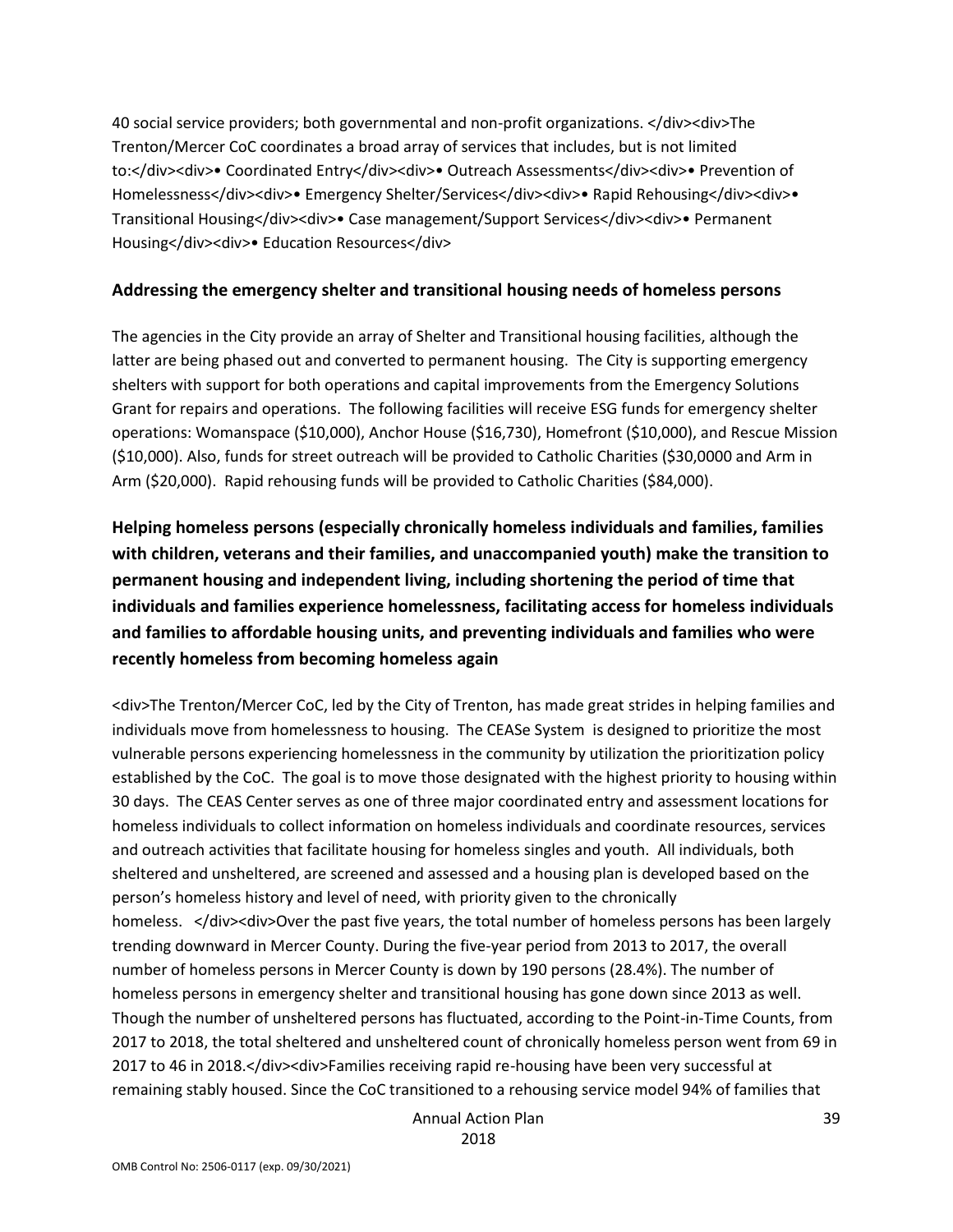40 social service providers; both governmental and non-profit organizations. </div><div>The Trenton/Mercer CoC coordinates a broad array of services that includes, but is not limited to:</div><div>• Coordinated Entry</div><div>• Outreach Assessments</div><div>• Prevention of Homelessness</div><div>• Emergency Shelter/Services</div><div>• Rapid Rehousing</div><div>• Transitional Housing</div><div>• Case management/Support Services</div><div>• Permanent Housing</div><div>• Education Resources</div>

## Addressing the emergency shelter and transitional housing needs of homeless persons

The agencies in the City provide an array of Shelter and Transitional housing facilities, although the latter are being phased out and converted to permanent housing. The City is supporting emergency shelters with support for both operations and capital improvements from the Emergency Solutions Grant for repairs and operations. The following facilities will receive ESG funds for emergency shelter operations: Womanspace ($10,000), Anchor House ($16,730), Homefront ($10,000), and Rescue Mission ($10,000). Also, funds for street outreach will be provided to Catholic Charities ($30,0000 and Arm in Arm ($20,000). Rapid rehousing funds will be provided to Catholic Charities ($84,000).

## Helping homeless persons (especially chronically homeless individuals and families, families with children, veterans and their families, and unaccompanied youth) make the transition to permanent housing and independent living, including shortening the period of time that individuals and families experience homelessness, facilitating access for homeless individuals and families to affordable housing units, and preventing individuals and families who were recently homeless from becoming homeless again

<div>The Trenton/Mercer CoC, led by the City of Trenton, has made great strides in helping families and individuals move from homelessness to housing. The CEASe System is designed to prioritize the most vulnerable persons experiencing homelessness in the community by utilization the prioritization policy established by the CoC. The goal is to move those designated with the highest priority to housing within 30 days. The CEAS Center serves as one of three major coordinated entry and assessment locations for homeless individuals to collect information on homeless individuals and coordinate resources, services and outreach activities that facilitate housing for homeless singles and youth. All individuals, both sheltered and unsheltered, are screened and assessed and a housing plan is developed based on the person's homeless history and level of need, with priority given to the chronically homeless. </div><div>Over the past five years, the total number of homeless persons has been largely trending downward in Mercer County. During the five-year period from 2013 to 2017, the overall number of homeless persons in Mercer County is down by 190 persons (28.4%). The number of homeless persons in emergency shelter and transitional housing has gone down since 2013 as well. Though the number of unsheltered persons has fluctuated, according to the Point-in-Time Counts, from 2017 to 2018, the total sheltered and unsheltered count of chronically homeless person went from 69 in 2017 to 46 in 2018.</div><div>Families receiving rapid re-housing have been very successful at remaining stably housed. Since the CoC transitioned to a rehousing service model 94% of families that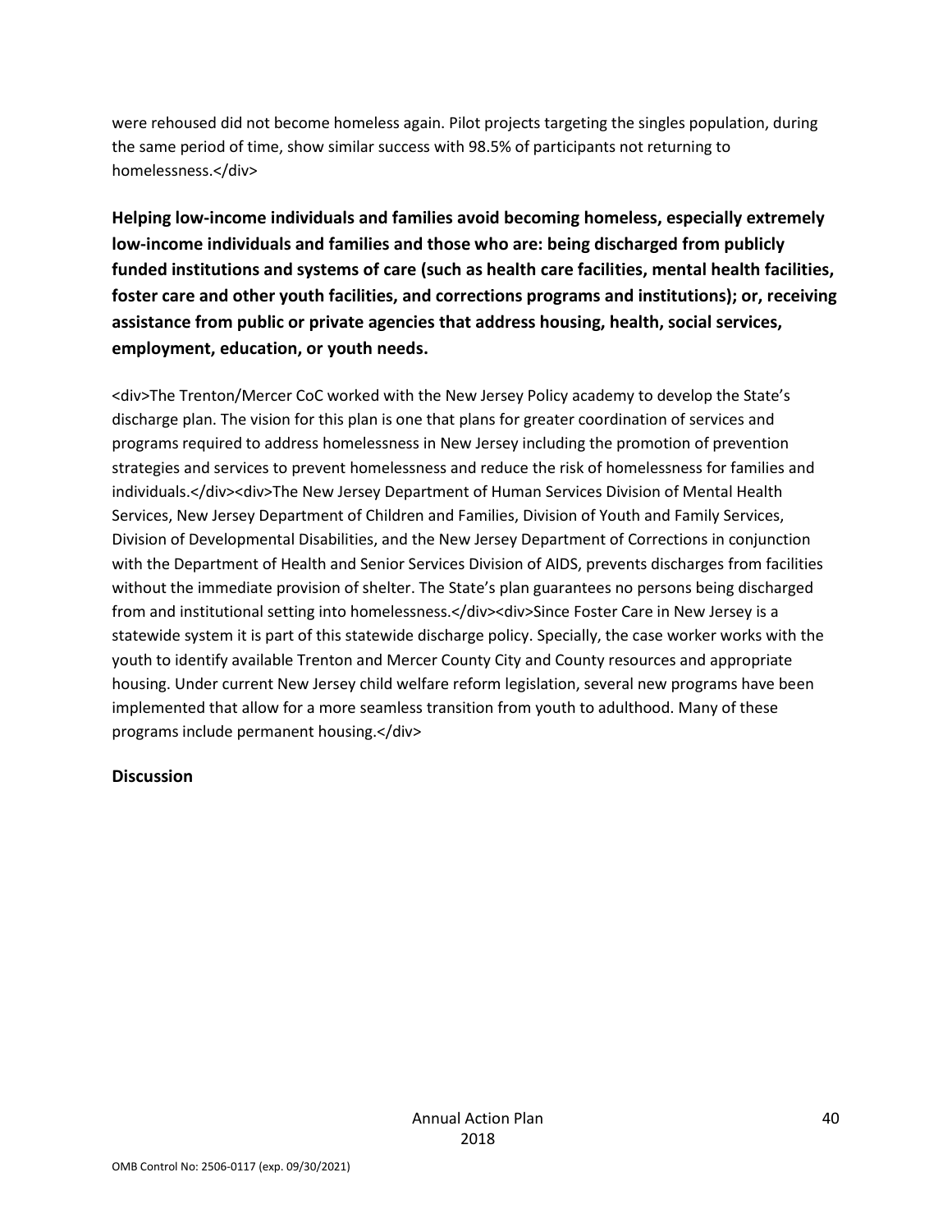were rehoused did not become homeless again. Pilot projects targeting the singles population, during the same period of time, show similar success with 98.5% of participants not returning to homelessness.</div>

**Helping low-income individuals and families avoid becoming homeless, especially extremely low-income individuals and families and those who are: being discharged from publicly funded institutions and systems of care (such as health care facilities, mental health facilities, foster care and other youth facilities, and corrections programs and institutions); or, receiving assistance from public or private agencies that address housing, health, social services, employment, education, or youth needs.**

<div>The Trenton/Mercer CoC worked with the New Jersey Policy academy to develop the State's discharge plan. The vision for this plan is one that plans for greater coordination of services and programs required to address homelessness in New Jersey including the promotion of prevention strategies and services to prevent homelessness and reduce the risk of homelessness for families and individuals.</div><div>The New Jersey Department of Human Services Division of Mental Health Services, New Jersey Department of Children and Families, Division of Youth and Family Services, Division of Developmental Disabilities, and the New Jersey Department of Corrections in conjunction with the Department of Health and Senior Services Division of AIDS, prevents discharges from facilities without the immediate provision of shelter. The State's plan guarantees no persons being discharged from and institutional setting into homelessness.</div><div>Since Foster Care in New Jersey is a statewide system it is part of this statewide discharge policy. Specially, the case worker works with the youth to identify available Trenton and Mercer County City and County resources and appropriate housing. Under current New Jersey child welfare reform legislation, several new programs have been implemented that allow for a more seamless transition from youth to adulthood. Many of these programs include permanent housing.</div>

**Discussion**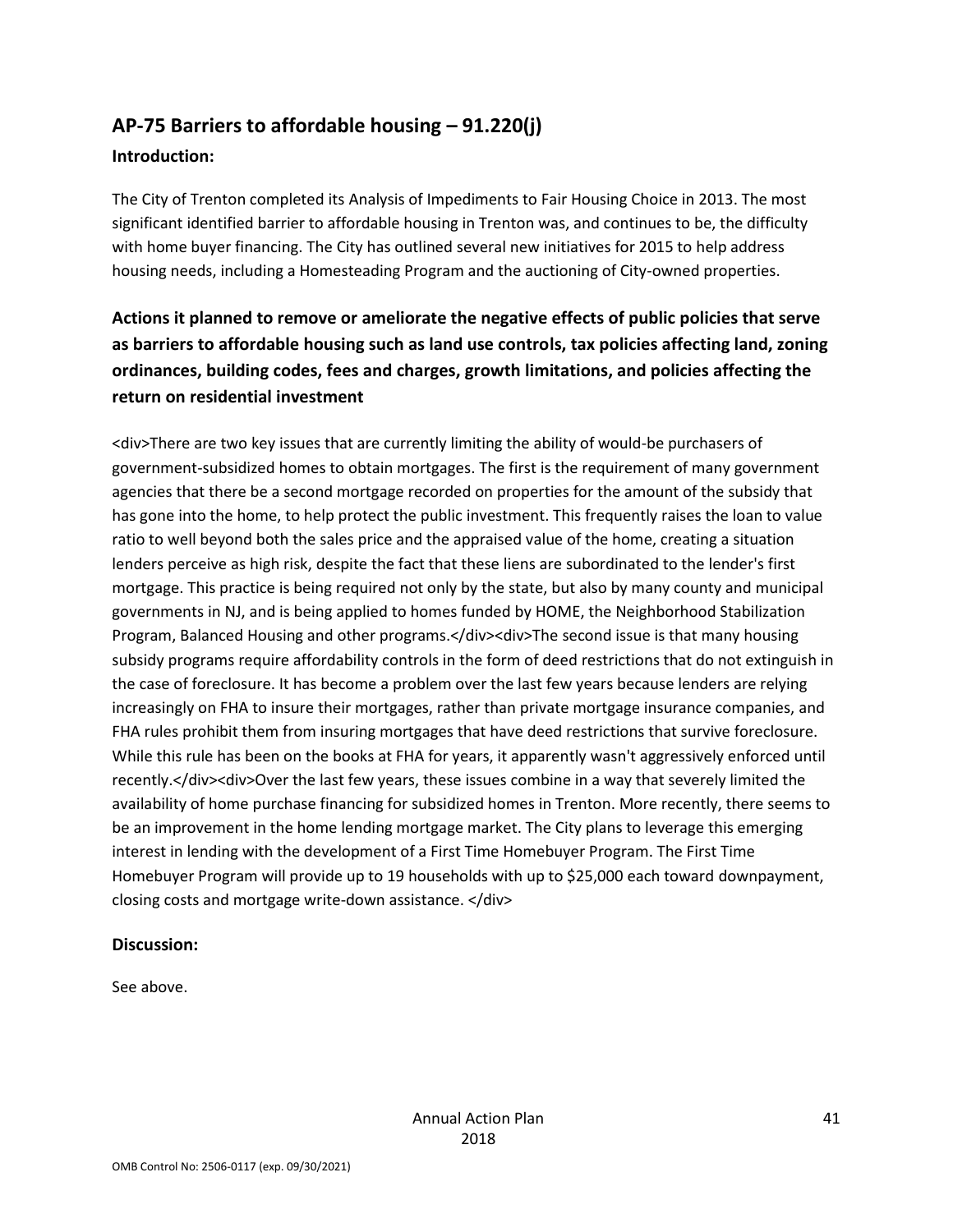## AP-75 Barriers to affordable housing – 91.220(j)

### Introduction:

The City of Trenton completed its Analysis of Impediments to Fair Housing Choice in 2013. The most significant identified barrier to affordable housing in Trenton was, and continues to be, the difficulty with home buyer financing. The City has outlined several new initiatives for 2015 to help address housing needs, including a Homesteading Program and the auctioning of City-owned properties.

### Actions it planned to remove or ameliorate the negative effects of public policies that serve as barriers to affordable housing such as land use controls, tax policies affecting land, zoning ordinances, building codes, fees and charges, growth limitations, and policies affecting the return on residential investment

<div>There are two key issues that are currently limiting the ability of would-be purchasers of government-subsidized homes to obtain mortgages. The first is the requirement of many government agencies that there be a second mortgage recorded on properties for the amount of the subsidy that has gone into the home, to help protect the public investment. This frequently raises the loan to value ratio to well beyond both the sales price and the appraised value of the home, creating a situation lenders perceive as high risk, despite the fact that these liens are subordinated to the lender's first mortgage. This practice is being required not only by the state, but also by many county and municipal governments in NJ, and is being applied to homes funded by HOME, the Neighborhood Stabilization Program, Balanced Housing and other programs.</div><div>The second issue is that many housing subsidy programs require affordability controls in the form of deed restrictions that do not extinguish in the case of foreclosure. It has become a problem over the last few years because lenders are relying increasingly on FHA to insure their mortgages, rather than private mortgage insurance companies, and FHA rules prohibit them from insuring mortgages that have deed restrictions that survive foreclosure. While this rule has been on the books at FHA for years, it apparently wasn't aggressively enforced until recently.</div><div>Over the last few years, these issues combine in a way that severely limited the availability of home purchase financing for subsidized homes in Trenton. More recently, there seems to be an improvement in the home lending mortgage market. The City plans to leverage this emerging interest in lending with the development of a First Time Homebuyer Program. The First Time Homebuyer Program will provide up to 19 households with up to $25,000 each toward downpayment, closing costs and mortgage write-down assistance. </div>

### Discussion:

See above.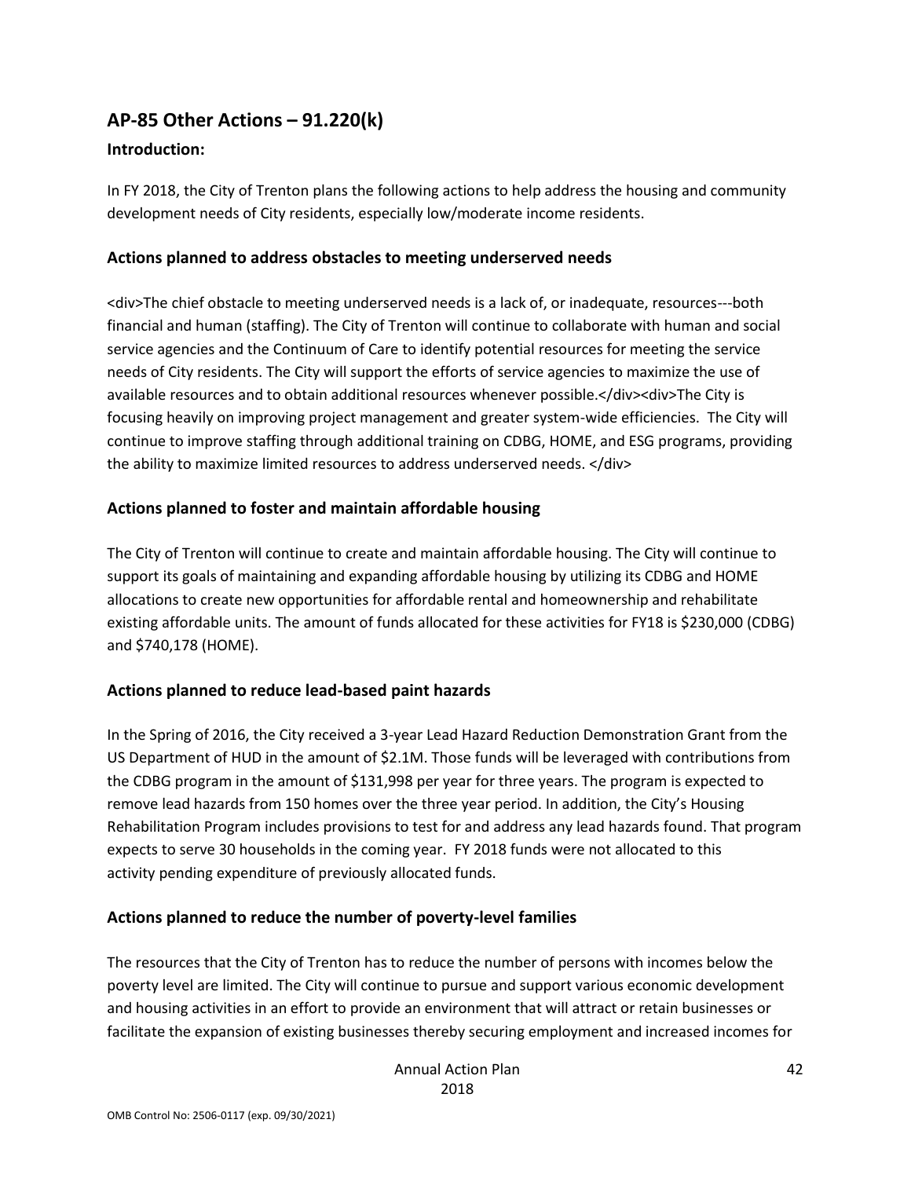## AP-85 Other Actions – 91.220(k)

### Introduction:

In FY 2018, the City of Trenton plans the following actions to help address the housing and community development needs of City residents, especially low/moderate income residents.

### Actions planned to address obstacles to meeting underserved needs

<div>The chief obstacle to meeting underserved needs is a lack of, or inadequate, resources---both financial and human (staffing). The City of Trenton will continue to collaborate with human and social service agencies and the Continuum of Care to identify potential resources for meeting the service needs of City residents. The City will support the efforts of service agencies to maximize the use of available resources and to obtain additional resources whenever possible.</div><div>The City is focusing heavily on improving project management and greater system-wide efficiencies. The City will continue to improve staffing through additional training on CDBG, HOME, and ESG programs, providing the ability to maximize limited resources to address underserved needs. </div>

### Actions planned to foster and maintain affordable housing

The City of Trenton will continue to create and maintain affordable housing. The City will continue to support its goals of maintaining and expanding affordable housing by utilizing its CDBG and HOME allocations to create new opportunities for affordable rental and homeownership and rehabilitate existing affordable units. The amount of funds allocated for these activities for FY18 is $230,000 (CDBG) and $740,178 (HOME).

### Actions planned to reduce lead-based paint hazards

In the Spring of 2016, the City received a 3-year Lead Hazard Reduction Demonstration Grant from the US Department of HUD in the amount of $2.1M. Those funds will be leveraged with contributions from the CDBG program in the amount of $131,998 per year for three years. The program is expected to remove lead hazards from 150 homes over the three year period. In addition, the City's Housing Rehabilitation Program includes provisions to test for and address any lead hazards found. That program expects to serve 30 households in the coming year. FY 2018 funds were not allocated to this activity pending expenditure of previously allocated funds.

### Actions planned to reduce the number of poverty-level families

The resources that the City of Trenton has to reduce the number of persons with incomes below the poverty level are limited. The City will continue to pursue and support various economic development and housing activities in an effort to provide an environment that will attract or retain businesses or facilitate the expansion of existing businesses thereby securing employment and increased incomes for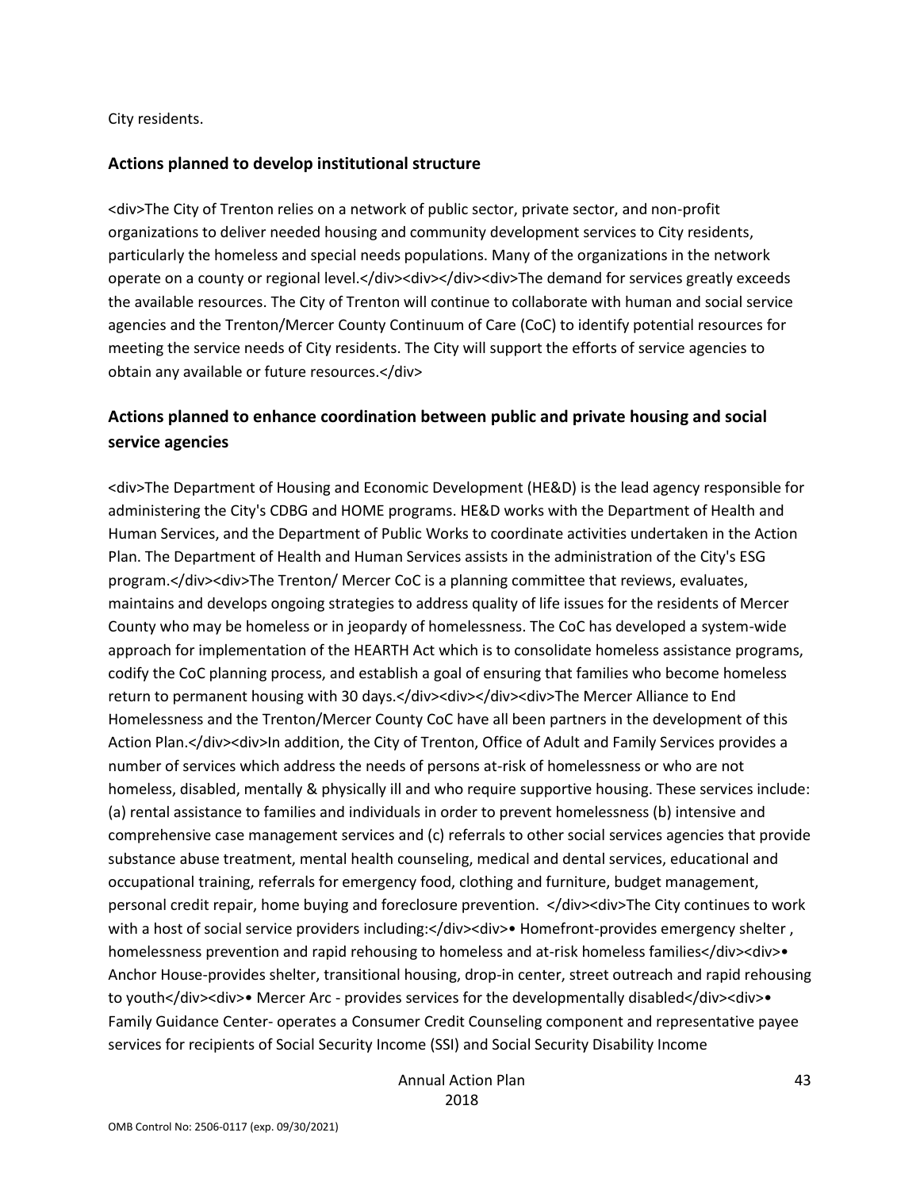City residents.

## Actions planned to develop institutional structure

<div>The City of Trenton relies on a network of public sector, private sector, and non-profit organizations to deliver needed housing and community development services to City residents, particularly the homeless and special needs populations. Many of the organizations in the network operate on a county or regional level.</div><div></div><div>The demand for services greatly exceeds the available resources. The City of Trenton will continue to collaborate with human and social service agencies and the Trenton/Mercer County Continuum of Care (CoC) to identify potential resources for meeting the service needs of City residents. The City will support the efforts of service agencies to obtain any available or future resources.</div>

## Actions planned to enhance coordination between public and private housing and social service agencies

<div>The Department of Housing and Economic Development (HE&D) is the lead agency responsible for administering the City's CDBG and HOME programs. HE&D works with the Department of Health and Human Services, and the Department of Public Works to coordinate activities undertaken in the Action Plan. The Department of Health and Human Services assists in the administration of the City's ESG program.</div><div>The Trenton/ Mercer CoC is a planning committee that reviews, evaluates, maintains and develops ongoing strategies to address quality of life issues for the residents of Mercer County who may be homeless or in jeopardy of homelessness. The CoC has developed a system-wide approach for implementation of the HEARTH Act which is to consolidate homeless assistance programs, codify the CoC planning process, and establish a goal of ensuring that families who become homeless return to permanent housing with 30 days.</div><div></div><div>The Mercer Alliance to End Homelessness and the Trenton/Mercer County CoC have all been partners in the development of this Action Plan.</div><div>In addition, the City of Trenton, Office of Adult and Family Services provides a number of services which address the needs of persons at-risk of homelessness or who are not homeless, disabled, mentally & physically ill and who require supportive housing. These services include: (a) rental assistance to families and individuals in order to prevent homelessness (b) intensive and comprehensive case management services and (c) referrals to other social services agencies that provide substance abuse treatment, mental health counseling, medical and dental services, educational and occupational training, referrals for emergency food, clothing and furniture, budget management, personal credit repair, home buying and foreclosure prevention. </div><div>The City continues to work with a host of social service providers including:</div><div>• Homefront-provides emergency shelter , homelessness prevention and rapid rehousing to homeless and at-risk homeless families</div><div>• Anchor House-provides shelter, transitional housing, drop-in center, street outreach and rapid rehousing to youth</div><div>• Mercer Arc - provides services for the developmentally disabled</div><div>• Family Guidance Center- operates a Consumer Credit Counseling component and representative payee services for recipients of Social Security Income (SSI) and Social Security Disability Income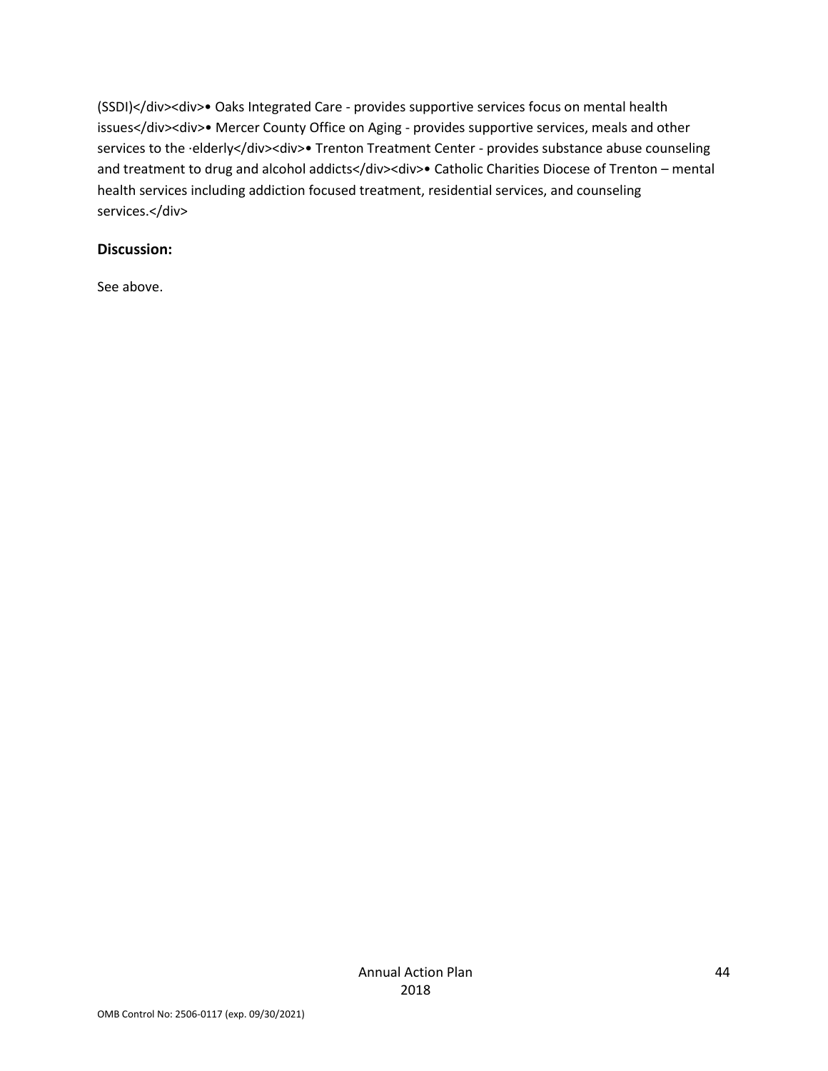(SSDI)</div><div>• Oaks Integrated Care - provides supportive services focus on mental health issues</div><div>• Mercer County Office on Aging - provides supportive services, meals and other services to the ·elderly</div><div>• Trenton Treatment Center - provides substance abuse counseling and treatment to drug and alcohol addicts</div><div>• Catholic Charities Diocese of Trenton – mental health services including addiction focused treatment, residential services, and counseling services.</div>

**Discussion:**

See above.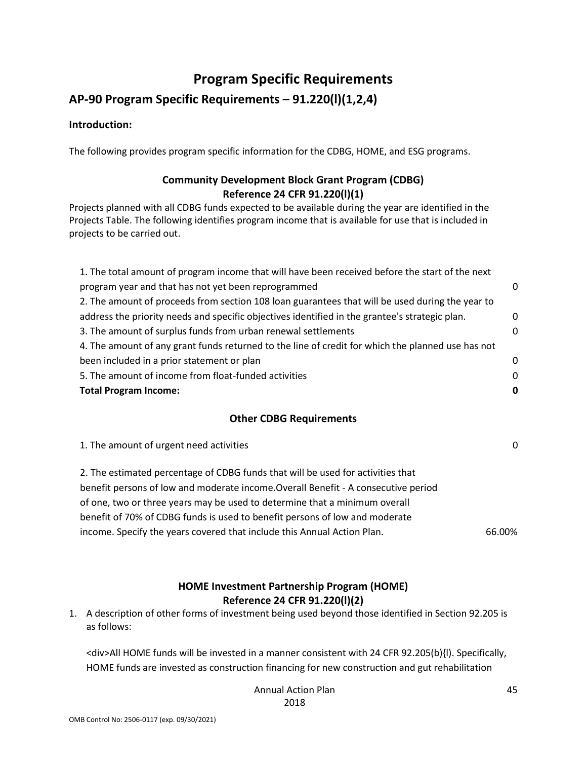# Program Specific Requirements

## AP-90 Program Specific Requirements – 91.220(l)(1,2,4)

**Introduction:**

The following provides program specific information for the CDBG, HOME, and ESG programs.

### Community Development Block Grant Program (CDBG) Reference 24 CFR 91.220(l)(1)

Projects planned with all CDBG funds expected to be available during the year are identified in the Projects Table. The following identifies program income that is available for use that is included in projects to be carried out.

| | |
|---|---|
| 1. The total amount of program income that will have been received before the start of the next program year and that has not yet been reprogrammed | 0 |
| 2. The amount of proceeds from section 108 loan guarantees that will be used during the year to address the priority needs and specific objectives identified in the grantee's strategic plan. | 0 |
| 3. The amount of surplus funds from urban renewal settlements | 0 |
| 4. The amount of any grant funds returned to the line of credit for which the planned use has not been included in a prior statement or plan | 0 |
| 5. The amount of income from float-funded activities | 0 |
| **Total Program Income:** | **0** |

### Other CDBG Requirements

| | |
|---|---|
| 1. The amount of urgent need activities | 0 |
| 2. The estimated percentage of CDBG funds that will be used for activities that benefit persons of low and moderate income.Overall Benefit - A consecutive period of one, two or three years may be used to determine that a minimum overall benefit of 70% of CDBG funds is used to benefit persons of low and moderate income. Specify the years covered that include this Annual Action Plan. | 66.00% |

### HOME Investment Partnership Program (HOME) Reference 24 CFR 91.220(l)(2)

1. A description of other forms of investment being used beyond those identified in Section 92.205 is as follows:

   <div>All HOME funds will be invested in a manner consistent with 24 CFR 92.205(b){l). Specifically, HOME funds are invested as construction financing for new construction and gut rehabilitation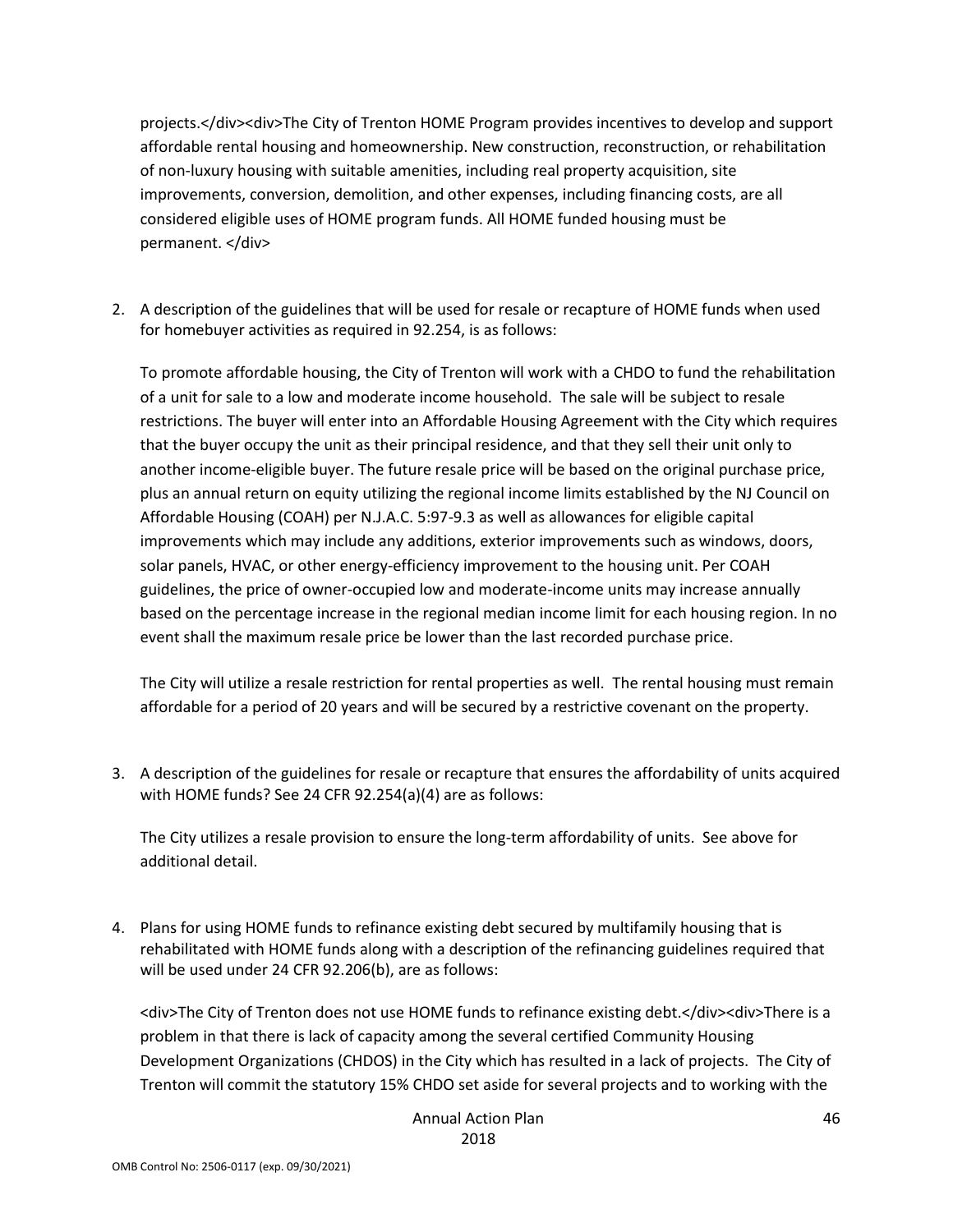projects.</div><div>The City of Trenton HOME Program provides incentives to develop and support affordable rental housing and homeownership. New construction, reconstruction, or rehabilitation of non-luxury housing with suitable amenities, including real property acquisition, site improvements, conversion, demolition, and other expenses, including financing costs, are all considered eligible uses of HOME program funds. All HOME funded housing must be permanent. </div>

2. A description of the guidelines that will be used for resale or recapture of HOME funds when used for homebuyer activities as required in 92.254, is as follows:

   To promote affordable housing, the City of Trenton will work with a CHDO to fund the rehabilitation of a unit for sale to a low and moderate income household. The sale will be subject to resale restrictions. The buyer will enter into an Affordable Housing Agreement with the City which requires that the buyer occupy the unit as their principal residence, and that they sell their unit only to another income-eligible buyer. The future resale price will be based on the original purchase price, plus an annual return on equity utilizing the regional income limits established by the NJ Council on Affordable Housing (COAH) per N.J.A.C. 5:97-9.3 as well as allowances for eligible capital improvements which may include any additions, exterior improvements such as windows, doors, solar panels, HVAC, or other energy-efficiency improvement to the housing unit. Per COAH guidelines, the price of owner-occupied low and moderate-income units may increase annually based on the percentage increase in the regional median income limit for each housing region. In no event shall the maximum resale price be lower than the last recorded purchase price.

   The City will utilize a resale restriction for rental properties as well. The rental housing must remain affordable for a period of 20 years and will be secured by a restrictive covenant on the property.

3. A description of the guidelines for resale or recapture that ensures the affordability of units acquired with HOME funds? See 24 CFR 92.254(a)(4) are as follows:

   The City utilizes a resale provision to ensure the long-term affordability of units. See above for additional detail.

4. Plans for using HOME funds to refinance existing debt secured by multifamily housing that is rehabilitated with HOME funds along with a description of the refinancing guidelines required that will be used under 24 CFR 92.206(b), are as follows:

   <div>The City of Trenton does not use HOME funds to refinance existing debt.</div><div>There is a problem in that there is lack of capacity among the several certified Community Housing Development Organizations (CHDOS) in the City which has resulted in a lack of projects. The City of Trenton will commit the statutory 15% CHDO set aside for several projects and to working with the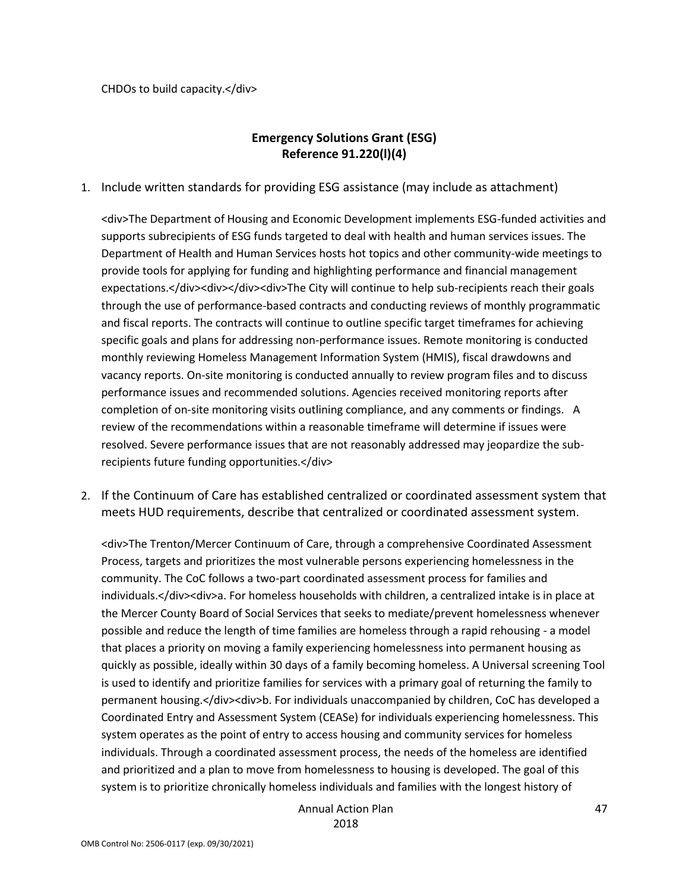CHDOs to build capacity.</div>

## Emergency Solutions Grant (ESG)
## Reference 91.220(l)(4)

1. Include written standards for providing ESG assistance (may include as attachment)

   <div>The Department of Housing and Economic Development implements ESG-funded activities and supports subrecipients of ESG funds targeted to deal with health and human services issues. The Department of Health and Human Services hosts hot topics and other community-wide meetings to provide tools for applying for funding and highlighting performance and financial management expectations.</div><div></div><div>The City will continue to help sub-recipients reach their goals through the use of performance-based contracts and conducting reviews of monthly programmatic and fiscal reports. The contracts will continue to outline specific target timeframes for achieving specific goals and plans for addressing non-performance issues. Remote monitoring is conducted monthly reviewing Homeless Management Information System (HMIS), fiscal drawdowns and vacancy reports. On-site monitoring is conducted annually to review program files and to discuss performance issues and recommended solutions. Agencies received monitoring reports after completion of on-site monitoring visits outlining compliance, and any comments or findings. A review of the recommendations within a reasonable timeframe will determine if issues were resolved. Severe performance issues that are not reasonably addressed may jeopardize the sub-recipients future funding opportunities.</div>

2. If the Continuum of Care has established centralized or coordinated assessment system that meets HUD requirements, describe that centralized or coordinated assessment system.

   <div>The Trenton/Mercer Continuum of Care, through a comprehensive Coordinated Assessment Process, targets and prioritizes the most vulnerable persons experiencing homelessness in the community. The CoC follows a two-part coordinated assessment process for families and individuals.</div><div>a. For homeless households with children, a centralized intake is in place at the Mercer County Board of Social Services that seeks to mediate/prevent homelessness whenever possible and reduce the length of time families are homeless through a rapid rehousing - a model that places a priority on moving a family experiencing homelessness into permanent housing as quickly as possible, ideally within 30 days of a family becoming homeless. A Universal screening Tool is used to identify and prioritize families for services with a primary goal of returning the family to permanent housing.</div><div>b. For individuals unaccompanied by children, CoC has developed a Coordinated Entry and Assessment System (CEASe) for individuals experiencing homelessness. This system operates as the point of entry to access housing and community services for homeless individuals. Through a coordinated assessment process, the needs of the homeless are identified and prioritized and a plan to move from homelessness to housing is developed. The goal of this system is to prioritize chronically homeless individuals and families with the longest history of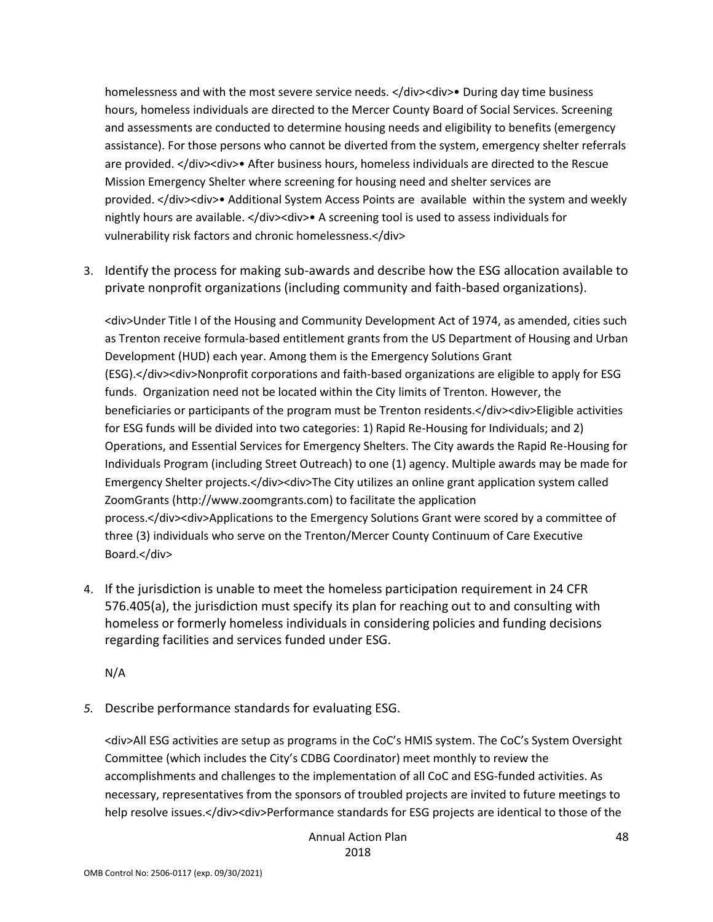homelessness and with the most severe service needs. </div><div>• During day time business hours, homeless individuals are directed to the Mercer County Board of Social Services. Screening and assessments are conducted to determine housing needs and eligibility to benefits (emergency assistance). For those persons who cannot be diverted from the system, emergency shelter referrals are provided. </div><div>• After business hours, homeless individuals are directed to the Rescue Mission Emergency Shelter where screening for housing need and shelter services are provided. </div><div>• Additional System Access Points are available within the system and weekly nightly hours are available. </div><div>• A screening tool is used to assess individuals for vulnerability risk factors and chronic homelessness.</div>

3. Identify the process for making sub-awards and describe how the ESG allocation available to private nonprofit organizations (including community and faith-based organizations).

   <div>Under Title I of the Housing and Community Development Act of 1974, as amended, cities such as Trenton receive formula-based entitlement grants from the US Department of Housing and Urban Development (HUD) each year. Among them is the Emergency Solutions Grant (ESG).</div><div>Nonprofit corporations and faith-based organizations are eligible to apply for ESG funds. Organization need not be located within the City limits of Trenton. However, the beneficiaries or participants of the program must be Trenton residents.</div><div>Eligible activities for ESG funds will be divided into two categories: 1) Rapid Re-Housing for Individuals; and 2) Operations, and Essential Services for Emergency Shelters. The City awards the Rapid Re-Housing for Individuals Program (including Street Outreach) to one (1) agency. Multiple awards may be made for Emergency Shelter projects.</div><div>The City utilizes an online grant application system called ZoomGrants (http://www.zoomgrants.com) to facilitate the application process.</div><div>Applications to the Emergency Solutions Grant were scored by a committee of three (3) individuals who serve on the Trenton/Mercer County Continuum of Care Executive Board.</div>

4. If the jurisdiction is unable to meet the homeless participation requirement in 24 CFR 576.405(a), the jurisdiction must specify its plan for reaching out to and consulting with homeless or formerly homeless individuals in considering policies and funding decisions regarding facilities and services funded under ESG.

   N/A

5. Describe performance standards for evaluating ESG.

   <div>All ESG activities are setup as programs in the CoC's HMIS system. The CoC's System Oversight Committee (which includes the City's CDBG Coordinator) meet monthly to review the accomplishments and challenges to the implementation of all CoC and ESG-funded activities. As necessary, representatives from the sponsors of troubled projects are invited to future meetings to help resolve issues.</div><div>Performance standards for ESG projects are identical to those of the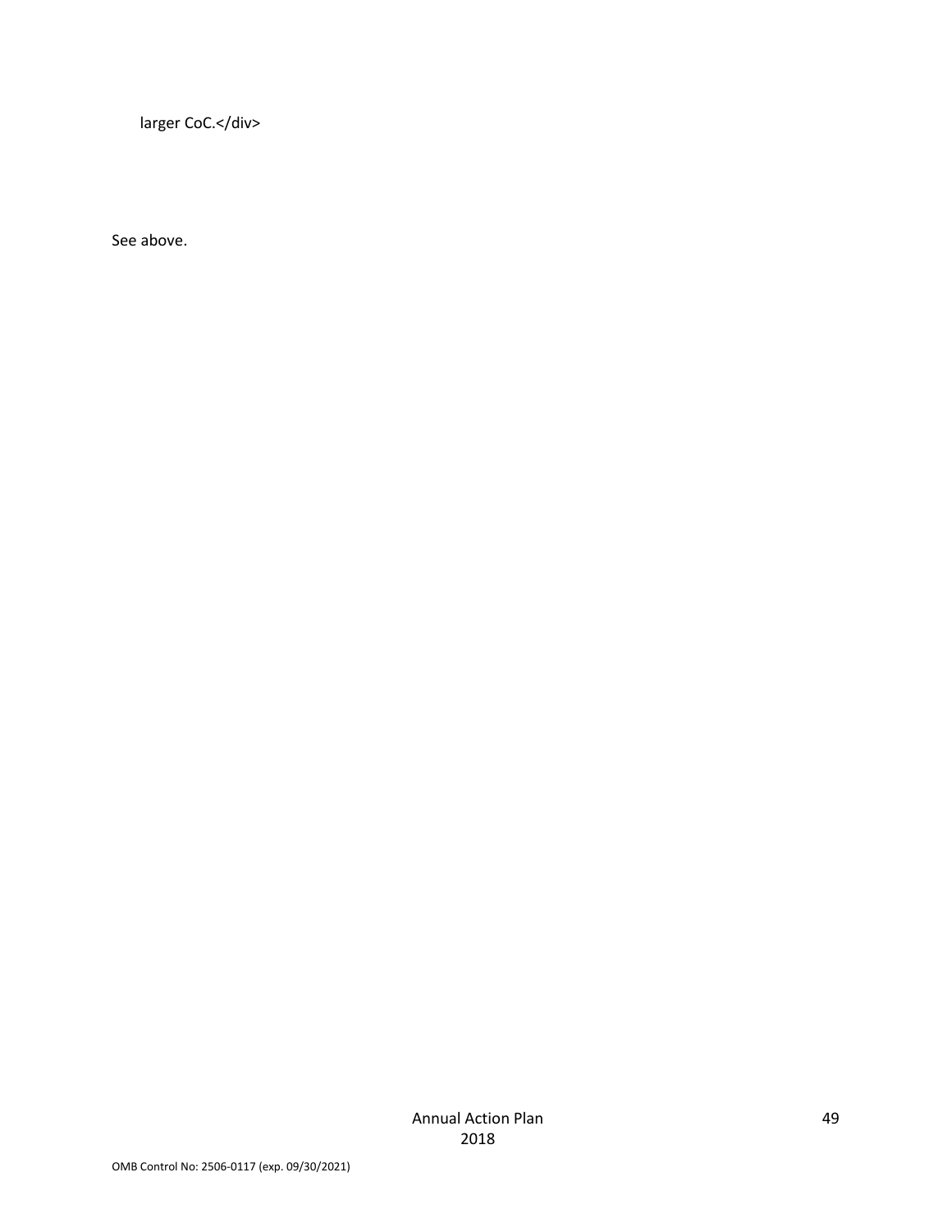larger CoC.</div>

See above.